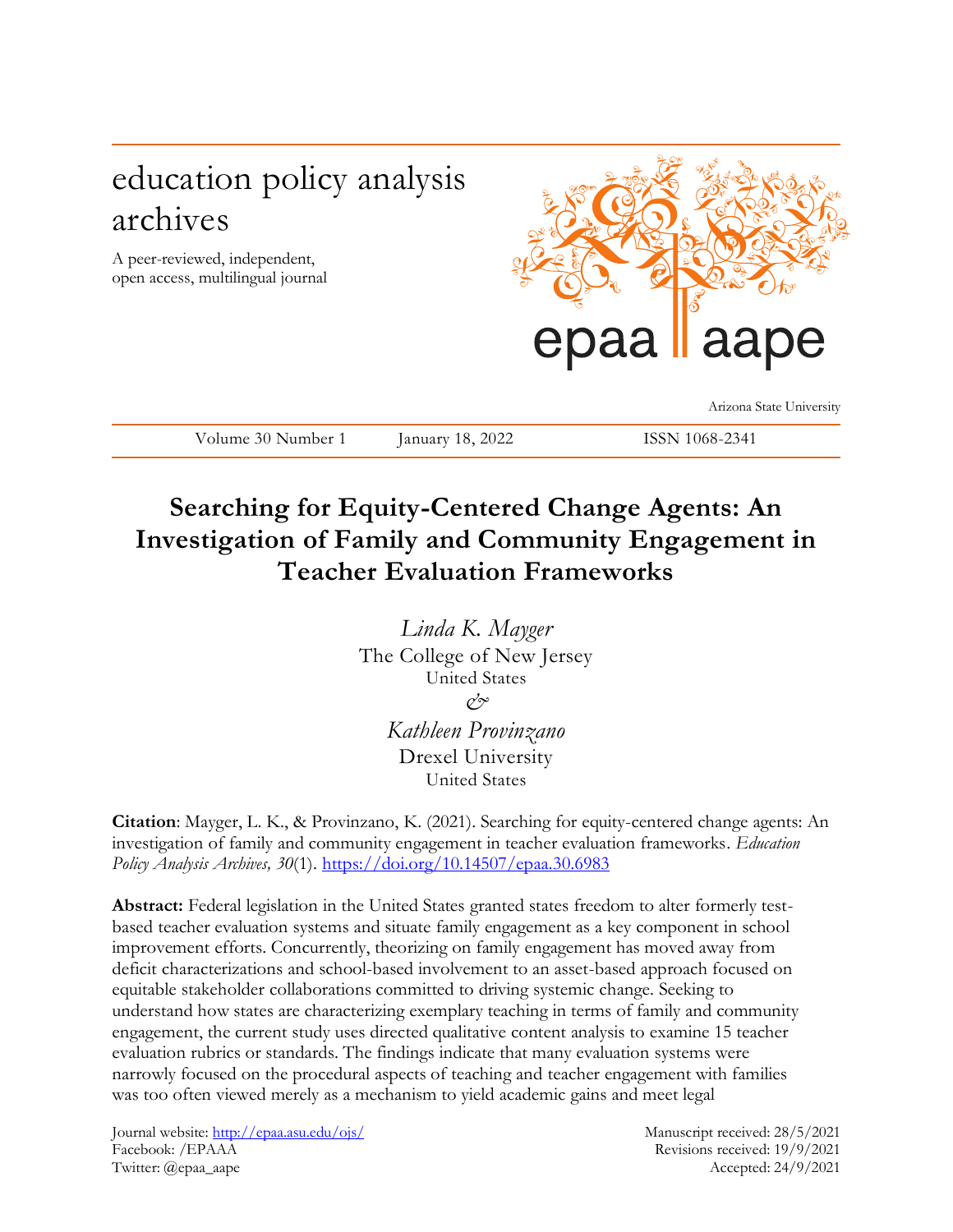education policy analysis archives

A peer-reviewed, independent, open access, multilingual journal

epaa aape

Arizona State University

Volume 30 Number 1 January 18, 2022 ISSN 1068-2341

# Searching for Equity-Centered Change Agents: An Investigation of Family and Community Engagement in Teacher Evaluation Frameworks

*Linda K. Mayger*
The College of New Jersey
United States
*&*
*Kathleen Provinzano*
Drexel University
United States

**Citation**: Mayger, L. K., & Provinzano, K. (2021). Searching for equity-centered change agents: An investigation of family and community engagement in teacher evaluation frameworks. *Education Policy Analysis Archives, 30*(1). https://doi.org/10.14507/epaa.30.6983

**Abstract:** Federal legislation in the United States granted states freedom to alter formerly test-based teacher evaluation systems and situate family engagement as a key component in school improvement efforts. Concurrently, theorizing on family engagement has moved away from deficit characterizations and school-based involvement to an asset-based approach focused on equitable stakeholder collaborations committed to driving systemic change. Seeking to understand how states are characterizing exemplary teaching in terms of family and community engagement, the current study uses directed qualitative content analysis to examine 15 teacher evaluation rubrics or standards. The findings indicate that many evaluation systems were narrowly focused on the procedural aspects of teaching and teacher engagement with families was too often viewed merely as a mechanism to yield academic gains and meet legal

Journal website: http://epaa.asu.edu/ojs/
Facebook: /EPAA
Twitter: @epaa_aape

Manuscript received: 28/5/2021
Revisions received: 19/9/2021
Accepted: 24/9/2021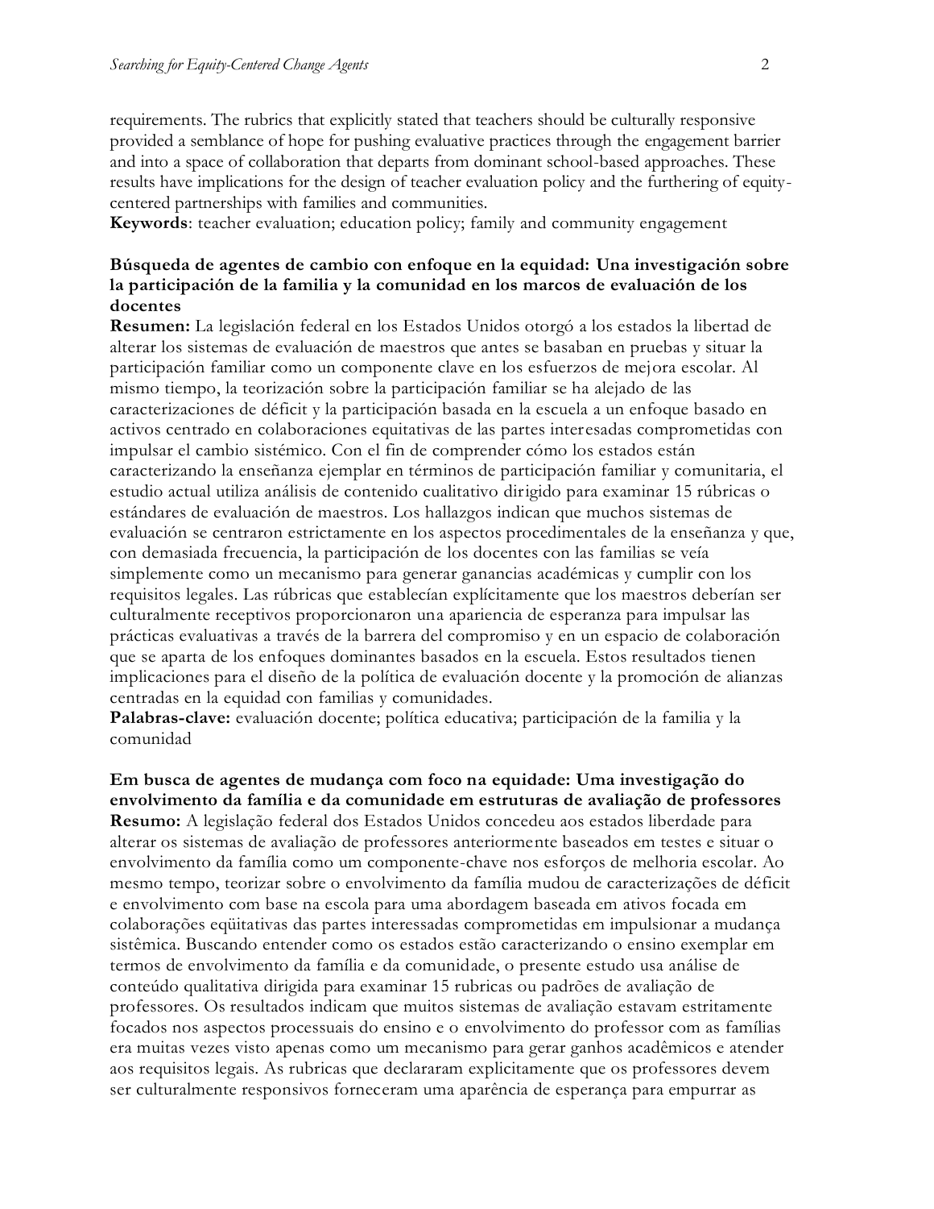requirements. The rubrics that explicitly stated that teachers should be culturally responsive provided a semblance of hope for pushing evaluative practices through the engagement barrier and into a space of collaboration that departs from dominant school-based approaches. These results have implications for the design of teacher evaluation policy and the furthering of equity-centered partnerships with families and communities.

**Keywords**: teacher evaluation; education policy; family and community engagement

**Búsqueda de agentes de cambio con enfoque en la equidad: Una investigación sobre la participación de la familia y la comunidad en los marcos de evaluación de los docentes**

**Resumen:** La legislación federal en los Estados Unidos otorgó a los estados la libertad de alterar los sistemas de evaluación de maestros que antes se basaban en pruebas y situar la participación familiar como un componente clave en los esfuerzos de mejora escolar. Al mismo tiempo, la teorización sobre la participación familiar se ha alejado de las caracterizaciones de déficit y la participación basada en la escuela a un enfoque basado en activos centrado en colaboraciones equitativas de las partes interesadas comprometidas con impulsar el cambio sistémico. Con el fin de comprender cómo los estados están caracterizando la enseñanza ejemplar en términos de participación familiar y comunitaria, el estudio actual utiliza análisis de contenido cualitativo dirigido para examinar 15 rúbricas o estándares de evaluación de maestros. Los hallazgos indican que muchos sistemas de evaluación se centraron estrictamente en los aspectos procedimentales de la enseñanza y que, con demasiada frecuencia, la participación de los docentes con las familias se veía simplemente como un mecanismo para generar ganancias académicas y cumplir con los requisitos legales. Las rúbricas que establecían explícitamente que los maestros deberían ser culturalmente receptivos proporcionaron una apariencia de esperanza para impulsar las prácticas evaluativas a través de la barrera del compromiso y en un espacio de colaboración que se aparta de los enfoques dominantes basados en la escuela. Estos resultados tienen implicaciones para el diseño de la política de evaluación docente y la promoción de alianzas centradas en la equidad con familias y comunidades.

**Palabras-clave:** evaluación docente; política educativa; participación de la familia y la comunidad

**Em busca de agentes de mudança com foco na equidade: Uma investigação do envolvimento da família e da comunidade em estruturas de avaliação de professores**

**Resumo:** A legislação federal dos Estados Unidos concedeu aos estados liberdade para alterar os sistemas de avaliação de professores anteriormente baseados em testes e situar o envolvimento da família como um componente-chave nos esforços de melhoria escolar. Ao mesmo tempo, teorizar sobre o envolvimento da família mudou de caracterizações de déficit e envolvimento com base na escola para uma abordagem baseada em ativos focada em colaborações eqüitativas das partes interessadas comprometidas em impulsionar a mudança sistêmica. Buscando entender como os estados estão caracterizando o ensino exemplar em termos de envolvimento da família e da comunidade, o presente estudo usa análise de conteúdo qualitativa dirigida para examinar 15 rubricas ou padrões de avaliação de professores. Os resultados indicam que muitos sistemas de avaliação estavam estritamente focados nos aspectos processuais do ensino e o envolvimento do professor com as famílias era muitas vezes visto apenas como um mecanismo para gerar ganhos acadêmicos e atender aos requisitos legais. As rubricas que declararam explicitamente que os professores devem ser culturalmente responsivos forneceram uma aparência de esperança para empurrar as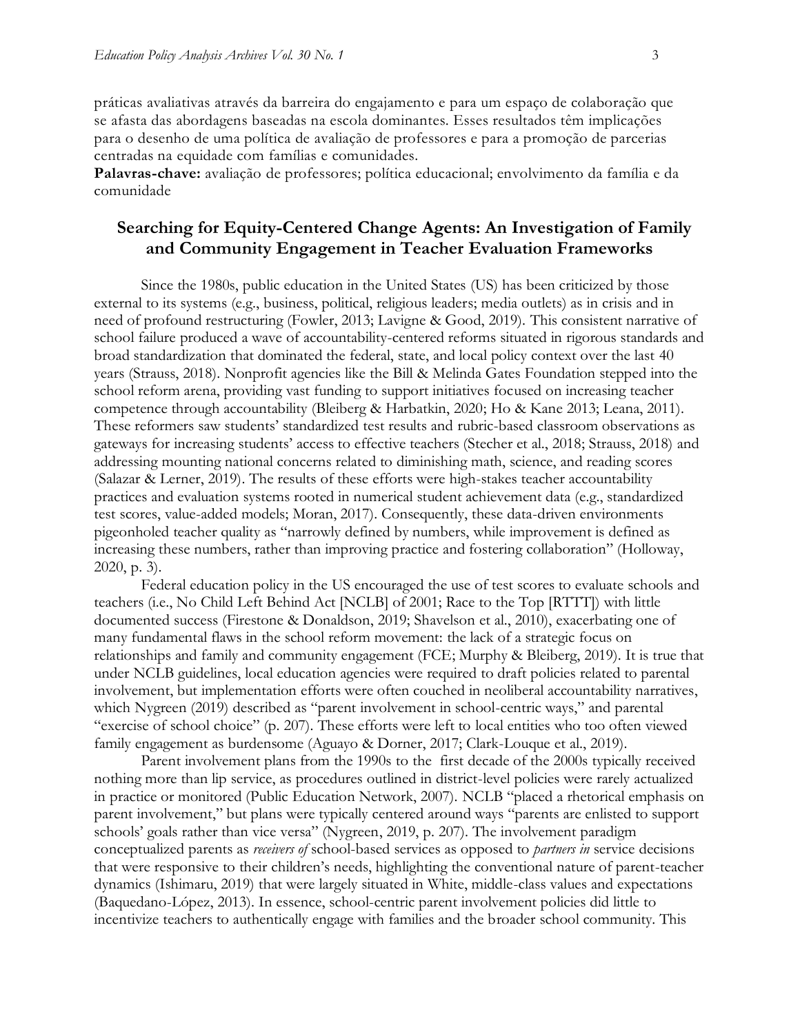práticas avaliativas através da barreira do engajamento e para um espaço de colaboração que se afasta das abordagens baseadas na escola dominantes. Esses resultados têm implicações para o desenho de uma política de avaliação de professores e para a promoção de parcerias centradas na equidade com famílias e comunidades.
**Palavras-chave:** avaliação de professores; política educacional; envolvimento da família e da comunidade

## Searching for Equity-Centered Change Agents: An Investigation of Family and Community Engagement in Teacher Evaluation Frameworks

Since the 1980s, public education in the United States (US) has been criticized by those external to its systems (e.g., business, political, religious leaders; media outlets) as in crisis and in need of profound restructuring (Fowler, 2013; Lavigne & Good, 2019). This consistent narrative of school failure produced a wave of accountability-centered reforms situated in rigorous standards and broad standardization that dominated the federal, state, and local policy context over the last 40 years (Strauss, 2018). Nonprofit agencies like the Bill & Melinda Gates Foundation stepped into the school reform arena, providing vast funding to support initiatives focused on increasing teacher competence through accountability (Bleiberg & Harbatkin, 2020; Ho & Kane 2013; Leana, 2011). These reformers saw students' standardized test results and rubric-based classroom observations as gateways for increasing students' access to effective teachers (Stecher et al., 2018; Strauss, 2018) and addressing mounting national concerns related to diminishing math, science, and reading scores (Salazar & Lerner, 2019). The results of these efforts were high-stakes teacher accountability practices and evaluation systems rooted in numerical student achievement data (e.g., standardized test scores, value-added models; Moran, 2017). Consequently, these data-driven environments pigeonholed teacher quality as "narrowly defined by numbers, while improvement is defined as increasing these numbers, rather than improving practice and fostering collaboration" (Holloway, 2020, p. 3).

Federal education policy in the US encouraged the use of test scores to evaluate schools and teachers (i.e., No Child Left Behind Act [NCLB] of 2001; Race to the Top [RTTT]) with little documented success (Firestone & Donaldson, 2019; Shavelson et al., 2010), exacerbating one of many fundamental flaws in the school reform movement: the lack of a strategic focus on relationships and family and community engagement (FCE; Murphy & Bleiberg, 2019). It is true that under NCLB guidelines, local education agencies were required to draft policies related to parental involvement, but implementation efforts were often couched in neoliberal accountability narratives, which Nygreen (2019) described as "parent involvement in school-centric ways," and parental "exercise of school choice" (p. 207). These efforts were left to local entities who too often viewed family engagement as burdensome (Aguayo & Dorner, 2017; Clark-Louque et al., 2019).

Parent involvement plans from the 1990s to the first decade of the 2000s typically received nothing more than lip service, as procedures outlined in district-level policies were rarely actualized in practice or monitored (Public Education Network, 2007). NCLB "placed a rhetorical emphasis on parent involvement," but plans were typically centered around ways "parents are enlisted to support schools' goals rather than vice versa" (Nygreen, 2019, p. 207). The involvement paradigm conceptualized parents as *receivers of* school-based services as opposed to *partners in* service decisions that were responsive to their children's needs, highlighting the conventional nature of parent-teacher dynamics (Ishimaru, 2019) that were largely situated in White, middle-class values and expectations (Baquedano-López, 2013). In essence, school-centric parent involvement policies did little to incentivize teachers to authentically engage with families and the broader school community. This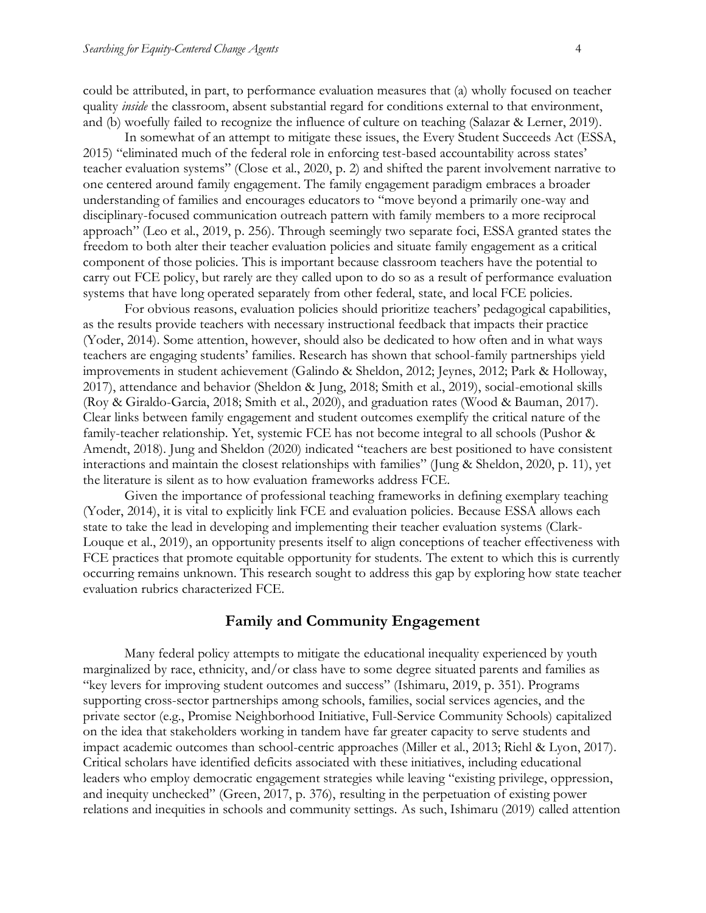could be attributed, in part, to performance evaluation measures that (a) wholly focused on teacher quality *inside* the classroom, absent substantial regard for conditions external to that environment, and (b) woefully failed to recognize the influence of culture on teaching (Salazar & Lerner, 2019).

In somewhat of an attempt to mitigate these issues, the Every Student Succeeds Act (ESSA, 2015) "eliminated much of the federal role in enforcing test-based accountability across states' teacher evaluation systems" (Close et al., 2020, p. 2) and shifted the parent involvement narrative to one centered around family engagement. The family engagement paradigm embraces a broader understanding of families and encourages educators to "move beyond a primarily one-way and disciplinary-focused communication outreach pattern with family members to a more reciprocal approach" (Leo et al., 2019, p. 256). Through seemingly two separate foci, ESSA granted states the freedom to both alter their teacher evaluation policies and situate family engagement as a critical component of those policies. This is important because classroom teachers have the potential to carry out FCE policy, but rarely are they called upon to do so as a result of performance evaluation systems that have long operated separately from other federal, state, and local FCE policies.

For obvious reasons, evaluation policies should prioritize teachers' pedagogical capabilities, as the results provide teachers with necessary instructional feedback that impacts their practice (Yoder, 2014). Some attention, however, should also be dedicated to how often and in what ways teachers are engaging students' families. Research has shown that school-family partnerships yield improvements in student achievement (Galindo & Sheldon, 2012; Jeynes, 2012; Park & Holloway, 2017), attendance and behavior (Sheldon & Jung, 2018; Smith et al., 2019), social-emotional skills (Roy & Giraldo-Garcia, 2018; Smith et al., 2020), and graduation rates (Wood & Bauman, 2017). Clear links between family engagement and student outcomes exemplify the critical nature of the family-teacher relationship. Yet, systemic FCE has not become integral to all schools (Pushor & Amendt, 2018). Jung and Sheldon (2020) indicated "teachers are best positioned to have consistent interactions and maintain the closest relationships with families" (Jung & Sheldon, 2020, p. 11), yet the literature is silent as to how evaluation frameworks address FCE.

Given the importance of professional teaching frameworks in defining exemplary teaching (Yoder, 2014), it is vital to explicitly link FCE and evaluation policies. Because ESSA allows each state to take the lead in developing and implementing their teacher evaluation systems (Clark-Louque et al., 2019), an opportunity presents itself to align conceptions of teacher effectiveness with FCE practices that promote equitable opportunity for students. The extent to which this is currently occurring remains unknown. This research sought to address this gap by exploring how state teacher evaluation rubrics characterized FCE.

## Family and Community Engagement

Many federal policy attempts to mitigate the educational inequality experienced by youth marginalized by race, ethnicity, and/or class have to some degree situated parents and families as "key levers for improving student outcomes and success" (Ishimaru, 2019, p. 351). Programs supporting cross-sector partnerships among schools, families, social services agencies, and the private sector (e.g., Promise Neighborhood Initiative, Full-Service Community Schools) capitalized on the idea that stakeholders working in tandem have far greater capacity to serve students and impact academic outcomes than school-centric approaches (Miller et al., 2013; Riehl & Lyon, 2017). Critical scholars have identified deficits associated with these initiatives, including educational leaders who employ democratic engagement strategies while leaving "existing privilege, oppression, and inequity unchecked" (Green, 2017, p. 376), resulting in the perpetuation of existing power relations and inequities in schools and community settings. As such, Ishimaru (2019) called attention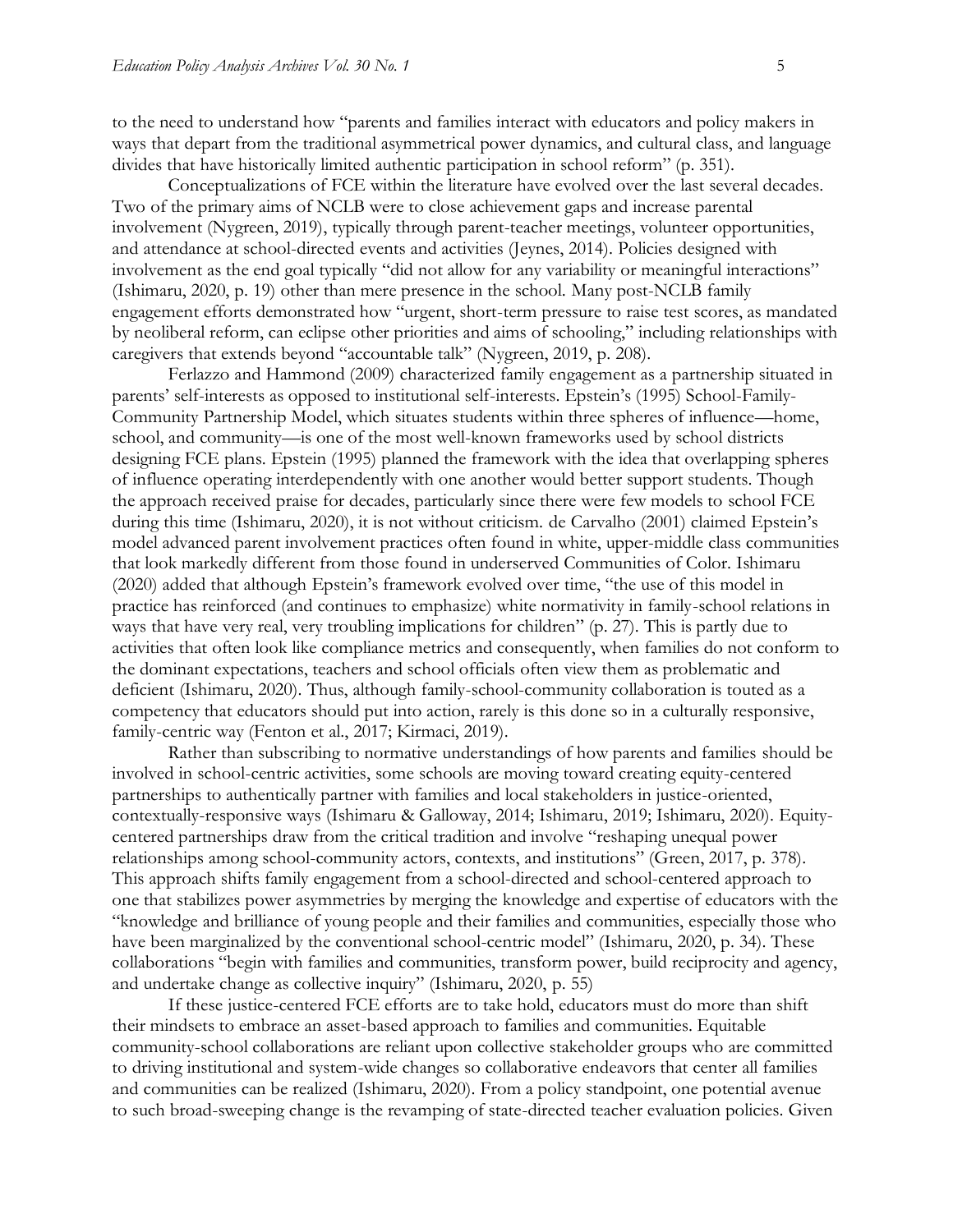to the need to understand how "parents and families interact with educators and policy makers in ways that depart from the traditional asymmetrical power dynamics, and cultural class, and language divides that have historically limited authentic participation in school reform" (p. 351).

Conceptualizations of FCE within the literature have evolved over the last several decades. Two of the primary aims of NCLB were to close achievement gaps and increase parental involvement (Nygreen, 2019), typically through parent-teacher meetings, volunteer opportunities, and attendance at school-directed events and activities (Jeynes, 2014). Policies designed with involvement as the end goal typically "did not allow for any variability or meaningful interactions" (Ishimaru, 2020, p. 19) other than mere presence in the school. Many post-NCLB family engagement efforts demonstrated how "urgent, short-term pressure to raise test scores, as mandated by neoliberal reform, can eclipse other priorities and aims of schooling," including relationships with caregivers that extends beyond "accountable talk" (Nygreen, 2019, p. 208).

Ferlazzo and Hammond (2009) characterized family engagement as a partnership situated in parents' self-interests as opposed to institutional self-interests. Epstein's (1995) School-Family-Community Partnership Model, which situates students within three spheres of influence—home, school, and community—is one of the most well-known frameworks used by school districts designing FCE plans. Epstein (1995) planned the framework with the idea that overlapping spheres of influence operating interdependently with one another would better support students. Though the approach received praise for decades, particularly since there were few models to school FCE during this time (Ishimaru, 2020), it is not without criticism. de Carvalho (2001) claimed Epstein's model advanced parent involvement practices often found in white, upper-middle class communities that look markedly different from those found in underserved Communities of Color. Ishimaru (2020) added that although Epstein's framework evolved over time, "the use of this model in practice has reinforced (and continues to emphasize) white normativity in family-school relations in ways that have very real, very troubling implications for children" (p. 27). This is partly due to activities that often look like compliance metrics and consequently, when families do not conform to the dominant expectations, teachers and school officials often view them as problematic and deficient (Ishimaru, 2020). Thus, although family-school-community collaboration is touted as a competency that educators should put into action, rarely is this done so in a culturally responsive, family-centric way (Fenton et al., 2017; Kirmaci, 2019).

Rather than subscribing to normative understandings of how parents and families should be involved in school-centric activities, some schools are moving toward creating equity-centered partnerships to authentically partner with families and local stakeholders in justice-oriented, contextually-responsive ways (Ishimaru & Galloway, 2014; Ishimaru, 2019; Ishimaru, 2020). Equity-centered partnerships draw from the critical tradition and involve "reshaping unequal power relationships among school-community actors, contexts, and institutions" (Green, 2017, p. 378). This approach shifts family engagement from a school-directed and school-centered approach to one that stabilizes power asymmetries by merging the knowledge and expertise of educators with the "knowledge and brilliance of young people and their families and communities, especially those who have been marginalized by the conventional school-centric model" (Ishimaru, 2020, p. 34). These collaborations "begin with families and communities, transform power, build reciprocity and agency, and undertake change as collective inquiry" (Ishimaru, 2020, p. 55)

If these justice-centered FCE efforts are to take hold, educators must do more than shift their mindsets to embrace an asset-based approach to families and communities. Equitable community-school collaborations are reliant upon collective stakeholder groups who are committed to driving institutional and system-wide changes so collaborative endeavors that center all families and communities can be realized (Ishimaru, 2020). From a policy standpoint, one potential avenue to such broad-sweeping change is the revamping of state-directed teacher evaluation policies. Given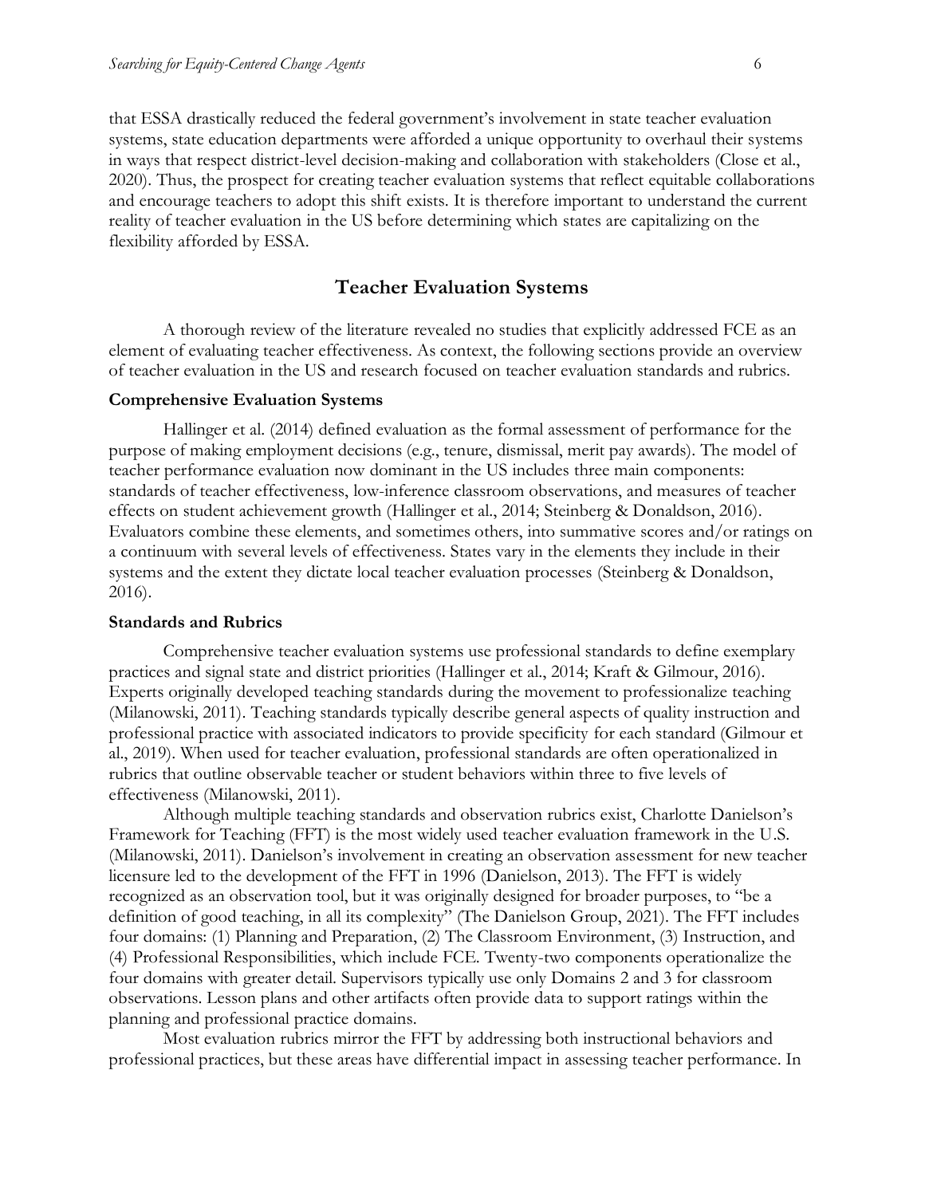that ESSA drastically reduced the federal government's involvement in state teacher evaluation systems, state education departments were afforded a unique opportunity to overhaul their systems in ways that respect district-level decision-making and collaboration with stakeholders (Close et al., 2020). Thus, the prospect for creating teacher evaluation systems that reflect equitable collaborations and encourage teachers to adopt this shift exists. It is therefore important to understand the current reality of teacher evaluation in the US before determining which states are capitalizing on the flexibility afforded by ESSA.

## Teacher Evaluation Systems

A thorough review of the literature revealed no studies that explicitly addressed FCE as an element of evaluating teacher effectiveness. As context, the following sections provide an overview of teacher evaluation in the US and research focused on teacher evaluation standards and rubrics.

### Comprehensive Evaluation Systems

Hallinger et al. (2014) defined evaluation as the formal assessment of performance for the purpose of making employment decisions (e.g., tenure, dismissal, merit pay awards). The model of teacher performance evaluation now dominant in the US includes three main components: standards of teacher effectiveness, low-inference classroom observations, and measures of teacher effects on student achievement growth (Hallinger et al., 2014; Steinberg & Donaldson, 2016). Evaluators combine these elements, and sometimes others, into summative scores and/or ratings on a continuum with several levels of effectiveness. States vary in the elements they include in their systems and the extent they dictate local teacher evaluation processes (Steinberg & Donaldson, 2016).

### Standards and Rubrics

Comprehensive teacher evaluation systems use professional standards to define exemplary practices and signal state and district priorities (Hallinger et al., 2014; Kraft & Gilmour, 2016). Experts originally developed teaching standards during the movement to professionalize teaching (Milanowski, 2011). Teaching standards typically describe general aspects of quality instruction and professional practice with associated indicators to provide specificity for each standard (Gilmour et al., 2019). When used for teacher evaluation, professional standards are often operationalized in rubrics that outline observable teacher or student behaviors within three to five levels of effectiveness (Milanowski, 2011).

Although multiple teaching standards and observation rubrics exist, Charlotte Danielson's Framework for Teaching (FFT) is the most widely used teacher evaluation framework in the U.S. (Milanowski, 2011). Danielson's involvement in creating an observation assessment for new teacher licensure led to the development of the FFT in 1996 (Danielson, 2013). The FFT is widely recognized as an observation tool, but it was originally designed for broader purposes, to "be a definition of good teaching, in all its complexity" (The Danielson Group, 2021). The FFT includes four domains: (1) Planning and Preparation, (2) The Classroom Environment, (3) Instruction, and (4) Professional Responsibilities, which include FCE. Twenty-two components operationalize the four domains with greater detail. Supervisors typically use only Domains 2 and 3 for classroom observations. Lesson plans and other artifacts often provide data to support ratings within the planning and professional practice domains.

Most evaluation rubrics mirror the FFT by addressing both instructional behaviors and professional practices, but these areas have differential impact in assessing teacher performance. In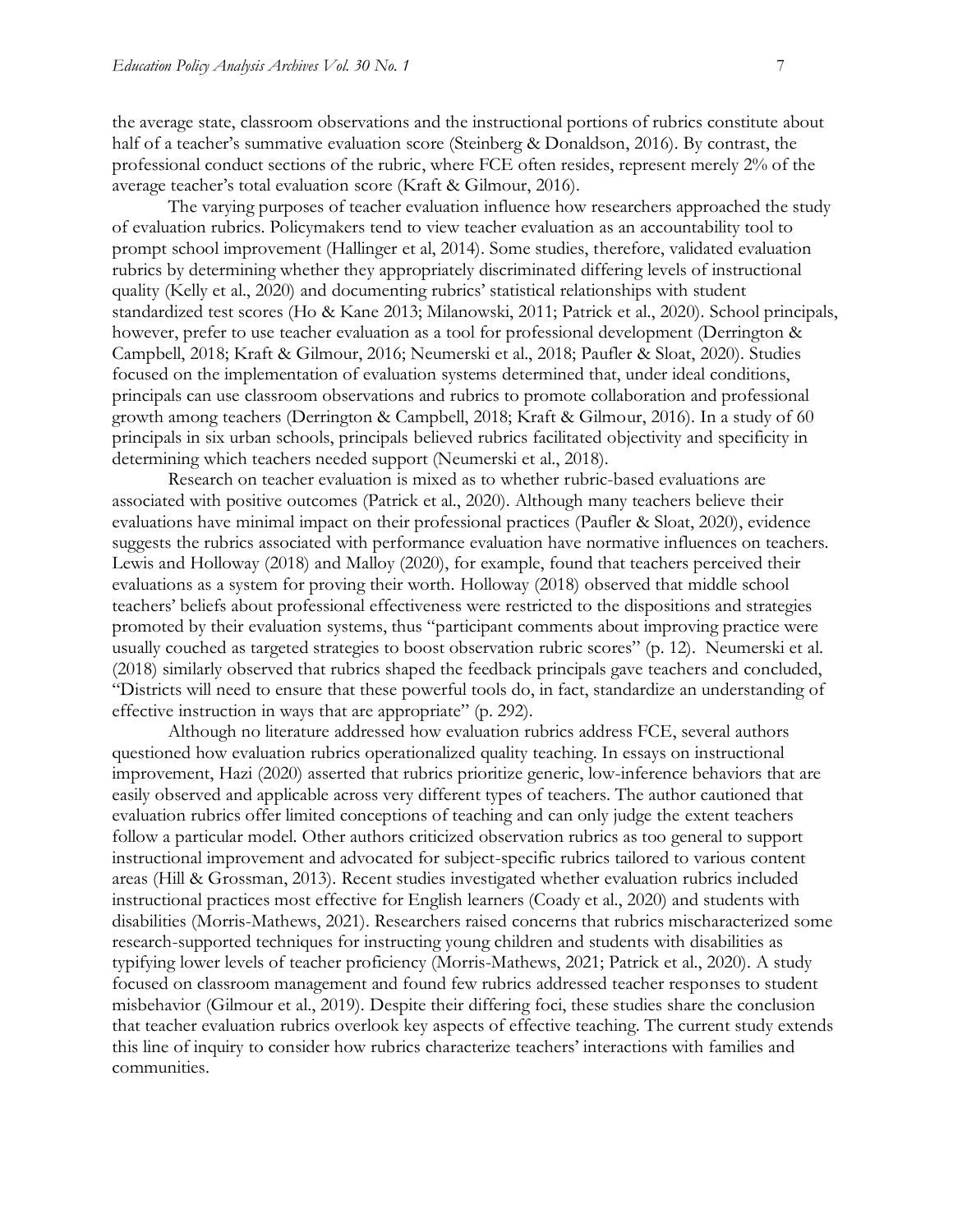the average state, classroom observations and the instructional portions of rubrics constitute about half of a teacher's summative evaluation score (Steinberg & Donaldson, 2016). By contrast, the professional conduct sections of the rubric, where FCE often resides, represent merely 2% of the average teacher's total evaluation score (Kraft & Gilmour, 2016).

The varying purposes of teacher evaluation influence how researchers approached the study of evaluation rubrics. Policymakers tend to view teacher evaluation as an accountability tool to prompt school improvement (Hallinger et al, 2014). Some studies, therefore, validated evaluation rubrics by determining whether they appropriately discriminated differing levels of instructional quality (Kelly et al., 2020) and documenting rubrics' statistical relationships with student standardized test scores (Ho & Kane 2013; Milanowski, 2011; Patrick et al., 2020). School principals, however, prefer to use teacher evaluation as a tool for professional development (Derrington & Campbell, 2018; Kraft & Gilmour, 2016; Neumerski et al., 2018; Paufler & Sloat, 2020). Studies focused on the implementation of evaluation systems determined that, under ideal conditions, principals can use classroom observations and rubrics to promote collaboration and professional growth among teachers (Derrington & Campbell, 2018; Kraft & Gilmour, 2016). In a study of 60 principals in six urban schools, principals believed rubrics facilitated objectivity and specificity in determining which teachers needed support (Neumerski et al., 2018).

Research on teacher evaluation is mixed as to whether rubric-based evaluations are associated with positive outcomes (Patrick et al., 2020). Although many teachers believe their evaluations have minimal impact on their professional practices (Paufler & Sloat, 2020), evidence suggests the rubrics associated with performance evaluation have normative influences on teachers. Lewis and Holloway (2018) and Malloy (2020), for example, found that teachers perceived their evaluations as a system for proving their worth. Holloway (2018) observed that middle school teachers' beliefs about professional effectiveness were restricted to the dispositions and strategies promoted by their evaluation systems, thus "participant comments about improving practice were usually couched as targeted strategies to boost observation rubric scores" (p. 12). Neumerski et al. (2018) similarly observed that rubrics shaped the feedback principals gave teachers and concluded, "Districts will need to ensure that these powerful tools do, in fact, standardize an understanding of effective instruction in ways that are appropriate" (p. 292).

Although no literature addressed how evaluation rubrics address FCE, several authors questioned how evaluation rubrics operationalized quality teaching. In essays on instructional improvement, Hazi (2020) asserted that rubrics prioritize generic, low-inference behaviors that are easily observed and applicable across very different types of teachers. The author cautioned that evaluation rubrics offer limited conceptions of teaching and can only judge the extent teachers follow a particular model. Other authors criticized observation rubrics as too general to support instructional improvement and advocated for subject-specific rubrics tailored to various content areas (Hill & Grossman, 2013). Recent studies investigated whether evaluation rubrics included instructional practices most effective for English learners (Coady et al., 2020) and students with disabilities (Morris-Mathews, 2021). Researchers raised concerns that rubrics mischaracterized some research-supported techniques for instructing young children and students with disabilities as typifying lower levels of teacher proficiency (Morris-Mathews, 2021; Patrick et al., 2020). A study focused on classroom management and found few rubrics addressed teacher responses to student misbehavior (Gilmour et al., 2019). Despite their differing foci, these studies share the conclusion that teacher evaluation rubrics overlook key aspects of effective teaching. The current study extends this line of inquiry to consider how rubrics characterize teachers' interactions with families and communities.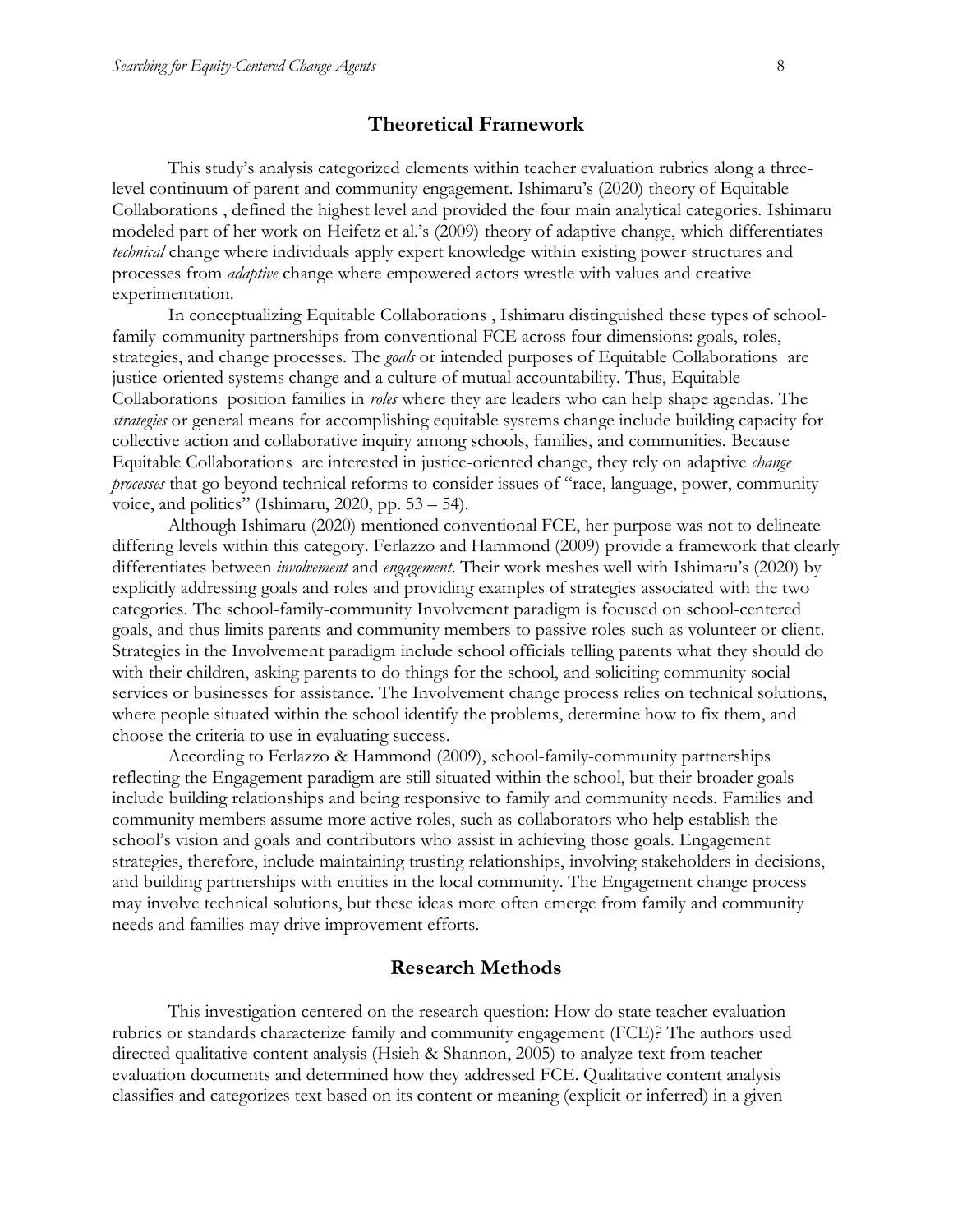## Theoretical Framework

This study's analysis categorized elements within teacher evaluation rubrics along a three-level continuum of parent and community engagement. Ishimaru's (2020) theory of Equitable Collaborations , defined the highest level and provided the four main analytical categories. Ishimaru modeled part of her work on Heifetz et al.'s (2009) theory of adaptive change, which differentiates *technical* change where individuals apply expert knowledge within existing power structures and processes from *adaptive* change where empowered actors wrestle with values and creative experimentation.

In conceptualizing Equitable Collaborations , Ishimaru distinguished these types of school-family-community partnerships from conventional FCE across four dimensions: goals, roles, strategies, and change processes. The *goals* or intended purposes of Equitable Collaborations are justice-oriented systems change and a culture of mutual accountability. Thus, Equitable Collaborations position families in *roles* where they are leaders who can help shape agendas. The *strategies* or general means for accomplishing equitable systems change include building capacity for collective action and collaborative inquiry among schools, families, and communities. Because Equitable Collaborations are interested in justice-oriented change, they rely on adaptive *change processes* that go beyond technical reforms to consider issues of "race, language, power, community voice, and politics" (Ishimaru, 2020, pp. 53 – 54).

Although Ishimaru (2020) mentioned conventional FCE, her purpose was not to delineate differing levels within this category. Ferlazzo and Hammond (2009) provide a framework that clearly differentiates between *involvement* and *engagement*. Their work meshes well with Ishimaru's (2020) by explicitly addressing goals and roles and providing examples of strategies associated with the two categories. The school-family-community Involvement paradigm is focused on school-centered goals, and thus limits parents and community members to passive roles such as volunteer or client. Strategies in the Involvement paradigm include school officials telling parents what they should do with their children, asking parents to do things for the school, and soliciting community social services or businesses for assistance. The Involvement change process relies on technical solutions, where people situated within the school identify the problems, determine how to fix them, and choose the criteria to use in evaluating success.

According to Ferlazzo & Hammond (2009), school-family-community partnerships reflecting the Engagement paradigm are still situated within the school, but their broader goals include building relationships and being responsive to family and community needs. Families and community members assume more active roles, such as collaborators who help establish the school's vision and goals and contributors who assist in achieving those goals. Engagement strategies, therefore, include maintaining trusting relationships, involving stakeholders in decisions, and building partnerships with entities in the local community. The Engagement change process may involve technical solutions, but these ideas more often emerge from family and community needs and families may drive improvement efforts.

## Research Methods

This investigation centered on the research question: How do state teacher evaluation rubrics or standards characterize family and community engagement (FCE)? The authors used directed qualitative content analysis (Hsieh & Shannon, 2005) to analyze text from teacher evaluation documents and determined how they addressed FCE. Qualitative content analysis classifies and categorizes text based on its content or meaning (explicit or inferred) in a given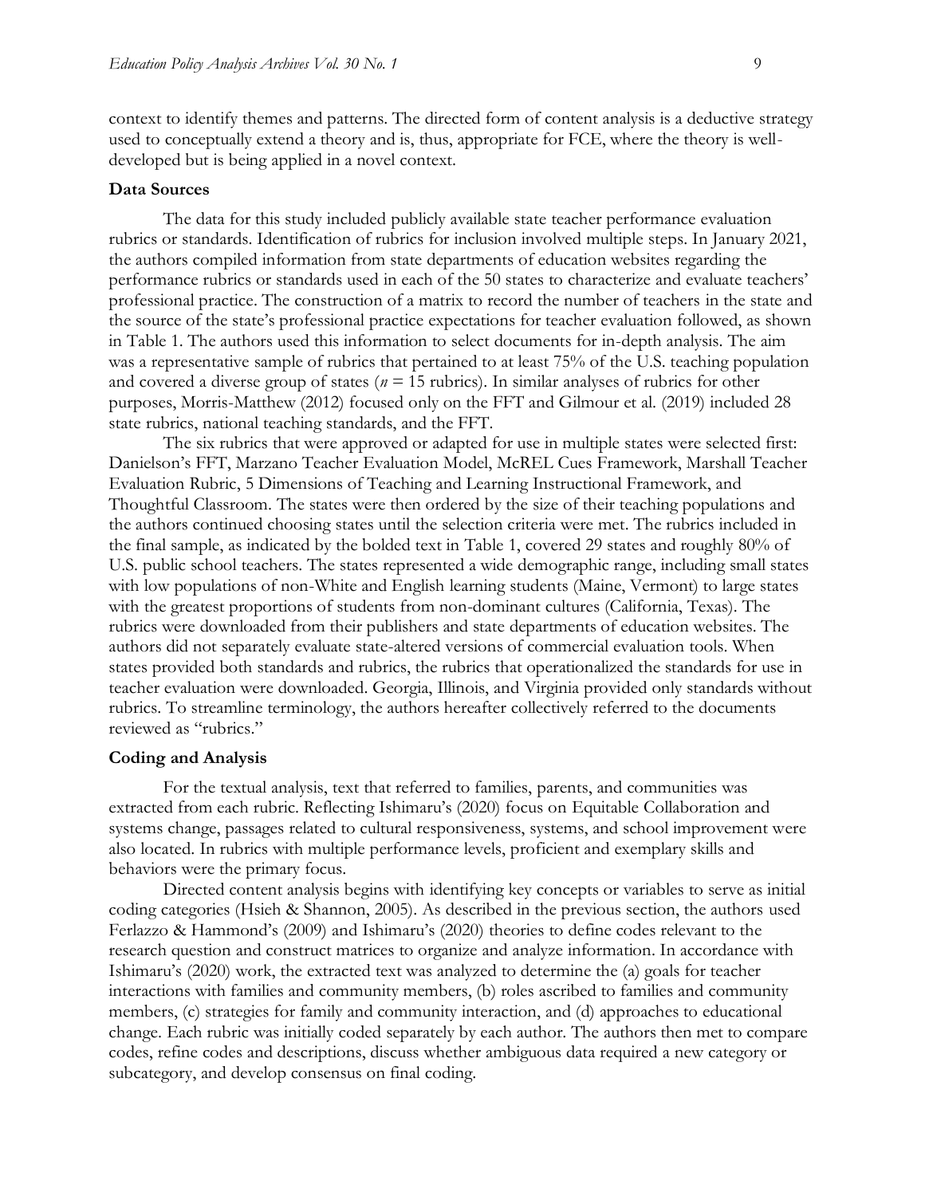context to identify themes and patterns. The directed form of content analysis is a deductive strategy used to conceptually extend a theory and is, thus, appropriate for FCE, where the theory is well-developed but is being applied in a novel context.

### Data Sources

The data for this study included publicly available state teacher performance evaluation rubrics or standards. Identification of rubrics for inclusion involved multiple steps. In January 2021, the authors compiled information from state departments of education websites regarding the performance rubrics or standards used in each of the 50 states to characterize and evaluate teachers' professional practice. The construction of a matrix to record the number of teachers in the state and the source of the state's professional practice expectations for teacher evaluation followed, as shown in Table 1. The authors used this information to select documents for in-depth analysis. The aim was a representative sample of rubrics that pertained to at least 75% of the U.S. teaching population and covered a diverse group of states (*n* = 15 rubrics). In similar analyses of rubrics for other purposes, Morris-Matthew (2012) focused only on the FFT and Gilmour et al. (2019) included 28 state rubrics, national teaching standards, and the FFT.

The six rubrics that were approved or adapted for use in multiple states were selected first: Danielson's FFT, Marzano Teacher Evaluation Model, McREL Cues Framework, Marshall Teacher Evaluation Rubric, 5 Dimensions of Teaching and Learning Instructional Framework, and Thoughtful Classroom. The states were then ordered by the size of their teaching populations and the authors continued choosing states until the selection criteria were met. The rubrics included in the final sample, as indicated by the bolded text in Table 1, covered 29 states and roughly 80% of U.S. public school teachers. The states represented a wide demographic range, including small states with low populations of non-White and English learning students (Maine, Vermont) to large states with the greatest proportions of students from non-dominant cultures (California, Texas). The rubrics were downloaded from their publishers and state departments of education websites. The authors did not separately evaluate state-altered versions of commercial evaluation tools. When states provided both standards and rubrics, the rubrics that operationalized the standards for use in teacher evaluation were downloaded. Georgia, Illinois, and Virginia provided only standards without rubrics. To streamline terminology, the authors hereafter collectively referred to the documents reviewed as "rubrics."

### Coding and Analysis

For the textual analysis, text that referred to families, parents, and communities was extracted from each rubric. Reflecting Ishimaru's (2020) focus on Equitable Collaboration and systems change, passages related to cultural responsiveness, systems, and school improvement were also located. In rubrics with multiple performance levels, proficient and exemplary skills and behaviors were the primary focus.

Directed content analysis begins with identifying key concepts or variables to serve as initial coding categories (Hsieh & Shannon, 2005). As described in the previous section, the authors used Ferlazzo & Hammond's (2009) and Ishimaru's (2020) theories to define codes relevant to the research question and construct matrices to organize and analyze information. In accordance with Ishimaru's (2020) work, the extracted text was analyzed to determine the (a) goals for teacher interactions with families and community members, (b) roles ascribed to families and community members, (c) strategies for family and community interaction, and (d) approaches to educational change. Each rubric was initially coded separately by each author. The authors then met to compare codes, refine codes and descriptions, discuss whether ambiguous data required a new category or subcategory, and develop consensus on final coding.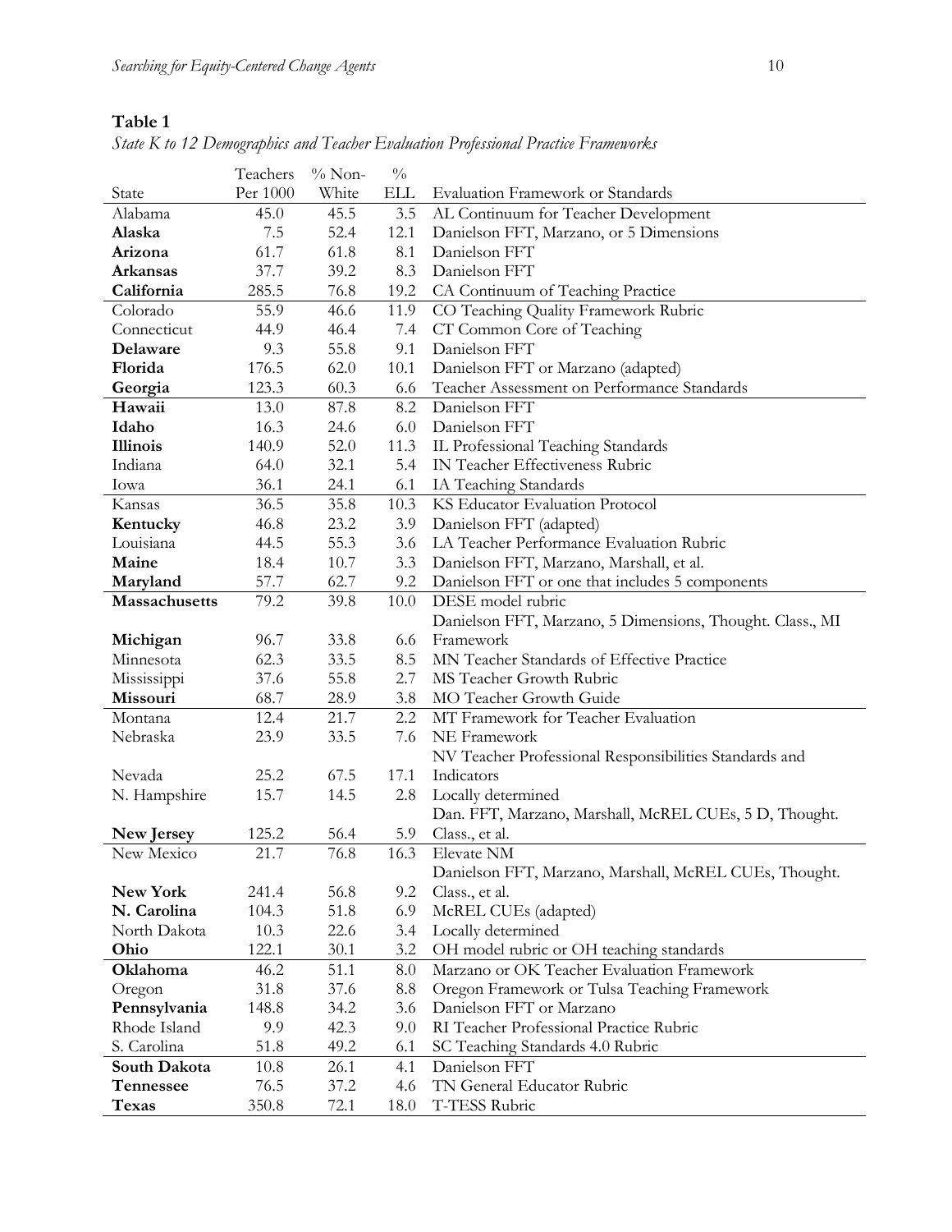**Table 1**

*State K to 12 Demographics and Teacher Evaluation Professional Practice Frameworks*

| State | Teachers Per 1000 | % Non-White | % ELL | Evaluation Framework or Standards |
|---|---|---|---|---|
| Alabama | 45.0 | 45.5 | 3.5 | AL Continuum for Teacher Development |
| **Alaska** | 7.5 | 52.4 | 12.1 | Danielson FFT, Marzano, or 5 Dimensions |
| **Arizona** | 61.7 | 61.8 | 8.1 | Danielson FFT |
| **Arkansas** | 37.7 | 39.2 | 8.3 | Danielson FFT |
| **California** | 285.5 | 76.8 | 19.2 | CA Continuum of Teaching Practice |
| Colorado | 55.9 | 46.6 | 11.9 | CO Teaching Quality Framework Rubric |
| Connecticut | 44.9 | 46.4 | 7.4 | CT Common Core of Teaching |
| **Delaware** | 9.3 | 55.8 | 9.1 | Danielson FFT |
| **Florida** | 176.5 | 62.0 | 10.1 | Danielson FFT or Marzano (adapted) |
| **Georgia** | 123.3 | 60.3 | 6.6 | Teacher Assessment on Performance Standards |
| **Hawaii** | 13.0 | 87.8 | 8.2 | Danielson FFT |
| **Idaho** | 16.3 | 24.6 | 6.0 | Danielson FFT |
| **Illinois** | 140.9 | 52.0 | 11.3 | IL Professional Teaching Standards |
| Indiana | 64.0 | 32.1 | 5.4 | IN Teacher Effectiveness Rubric |
| Iowa | 36.1 | 24.1 | 6.1 | IA Teaching Standards |
| Kansas | 36.5 | 35.8 | 10.3 | KS Educator Evaluation Protocol |
| **Kentucky** | 46.8 | 23.2 | 3.9 | Danielson FFT (adapted) |
| Louisiana | 44.5 | 55.3 | 3.6 | LA Teacher Performance Evaluation Rubric |
| **Maine** | 18.4 | 10.7 | 3.3 | Danielson FFT, Marzano, Marshall, et al. |
| **Maryland** | 57.7 | 62.7 | 9.2 | Danielson FFT or one that includes 5 components |
| **Massachusetts** | 79.2 | 39.8 | 10.0 | DESE model rubric |
| **Michigan** | 96.7 | 33.8 | 6.6 | Danielson FFT, Marzano, 5 Dimensions, Thought. Class., MI Framework |
| Minnesota | 62.3 | 33.5 | 8.5 | MN Teacher Standards of Effective Practice |
| Mississippi | 37.6 | 55.8 | 2.7 | MS Teacher Growth Rubric |
| **Missouri** | 68.7 | 28.9 | 3.8 | MO Teacher Growth Guide |
| Montana | 12.4 | 21.7 | 2.2 | MT Framework for Teacher Evaluation |
| Nebraska | 23.9 | 33.5 | 7.6 | NE Framework |
| Nevada | 25.2 | 67.5 | 17.1 | NV Teacher Professional Responsibilities Standards and Indicators |
| N. Hampshire | 15.7 | 14.5 | 2.8 | Locally determined |
| **New Jersey** | 125.2 | 56.4 | 5.9 | Dan. FFT, Marzano, Marshall, McREL CUEs, 5 D, Thought. Class., et al. |
| New Mexico | 21.7 | 76.8 | 16.3 | Elevate NM |
| **New York** | 241.4 | 56.8 | 9.2 | Danielson FFT, Marzano, Marshall, McREL CUEs, Thought. Class., et al. |
| **N. Carolina** | 104.3 | 51.8 | 6.9 | McREL CUEs (adapted) |
| North Dakota | 10.3 | 22.6 | 3.4 | Locally determined |
| **Ohio** | 122.1 | 30.1 | 3.2 | OH model rubric or OH teaching standards |
| **Oklahoma** | 46.2 | 51.1 | 8.0 | Marzano or OK Teacher Evaluation Framework |
| Oregon | 31.8 | 37.6 | 8.8 | Oregon Framework or Tulsa Teaching Framework |
| **Pennsylvania** | 148.8 | 34.2 | 3.6 | Danielson FFT or Marzano |
| Rhode Island | 9.9 | 42.3 | 9.0 | RI Teacher Professional Practice Rubric |
| S. Carolina | 51.8 | 49.2 | 6.1 | SC Teaching Standards 4.0 Rubric |
| **South Dakota** | 10.8 | 26.1 | 4.1 | Danielson FFT |
| **Tennessee** | 76.5 | 37.2 | 4.6 | TN General Educator Rubric |
| **Texas** | 350.8 | 72.1 | 18.0 | T-TESS Rubric |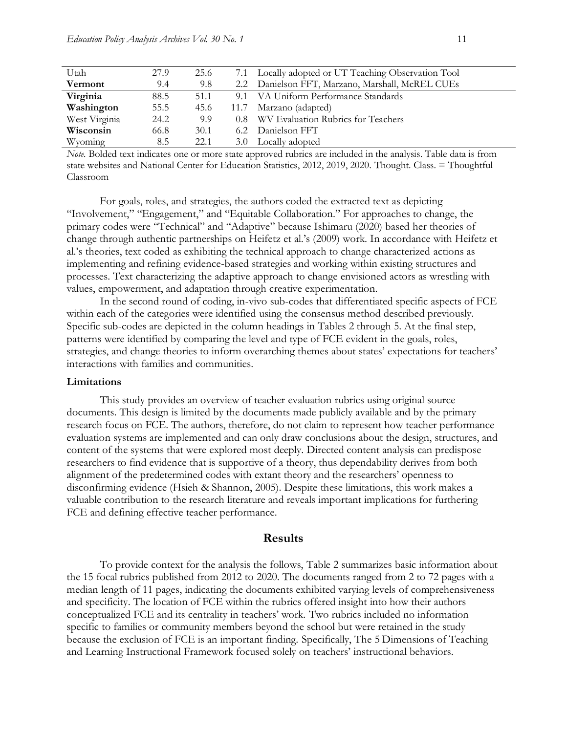| | | | | |
|---|---|---|---|---|
| Utah | 27.9 | 25.6 | 7.1 | Locally adopted or UT Teaching Observation Tool |
| **Vermont** | 9.4 | 9.8 | 2.2 | Danielson FFT, Marzano, Marshall, McREL CUEs |
| **Virginia** | 88.5 | 51.1 | 9.1 | VA Uniform Performance Standards |
| **Washington** | 55.5 | 45.6 | 11.7 | Marzano (adapted) |
| West Virginia | 24.2 | 9.9 | 0.8 | WV Evaluation Rubrics for Teachers |
| **Wisconsin** | 66.8 | 30.1 | 6.2 | Danielson FFT |
| Wyoming | 8.5 | 22.1 | 3.0 | Locally adopted |

*Note.* Bolded text indicates one or more state approved rubrics are included in the analysis. Table data is from state websites and National Center for Education Statistics, 2012, 2019, 2020. Thought. Class. = Thoughtful Classroom

For goals, roles, and strategies, the authors coded the extracted text as depicting "Involvement," "Engagement," and "Equitable Collaboration." For approaches to change, the primary codes were "Technical" and "Adaptive" because Ishimaru (2020) based her theories of change through authentic partnerships on Heifetz et al.'s (2009) work. In accordance with Heifetz et al.'s theories, text coded as exhibiting the technical approach to change characterized actions as implementing and refining evidence-based strategies and working within existing structures and processes. Text characterizing the adaptive approach to change envisioned actors as wrestling with values, empowerment, and adaptation through creative experimentation.

In the second round of coding, in-vivo sub-codes that differentiated specific aspects of FCE within each of the categories were identified using the consensus method described previously. Specific sub-codes are depicted in the column headings in Tables 2 through 5. At the final step, patterns were identified by comparing the level and type of FCE evident in the goals, roles, strategies, and change theories to inform overarching themes about states' expectations for teachers' interactions with families and communities.

### Limitations

This study provides an overview of teacher evaluation rubrics using original source documents. This design is limited by the documents made publicly available and by the primary research focus on FCE. The authors, therefore, do not claim to represent how teacher performance evaluation systems are implemented and can only draw conclusions about the design, structures, and content of the systems that were explored most deeply. Directed content analysis can predispose researchers to find evidence that is supportive of a theory, thus dependability derives from both alignment of the predetermined codes with extant theory and the researchers' openness to disconfirming evidence (Hsieh & Shannon, 2005). Despite these limitations, this work makes a valuable contribution to the research literature and reveals important implications for furthering FCE and defining effective teacher performance.

## Results

To provide context for the analysis the follows, Table 2 summarizes basic information about the 15 focal rubrics published from 2012 to 2020. The documents ranged from 2 to 72 pages with a median length of 11 pages, indicating the documents exhibited varying levels of comprehensiveness and specificity. The location of FCE within the rubrics offered insight into how their authors conceptualized FCE and its centrality in teachers' work. Two rubrics included no information specific to families or community members beyond the school but were retained in the study because the exclusion of FCE is an important finding. Specifically, The 5 Dimensions of Teaching and Learning Instructional Framework focused solely on teachers' instructional behaviors.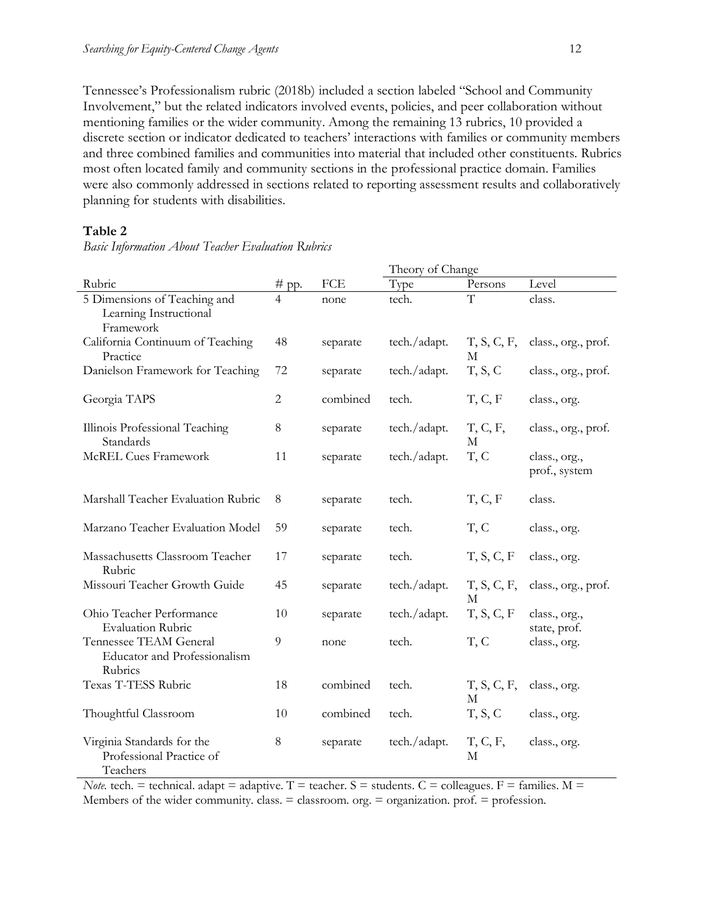Tennessee's Professionalism rubric (2018b) included a section labeled "School and Community Involvement," but the related indicators involved events, policies, and peer collaboration without mentioning families or the wider community. Among the remaining 13 rubrics, 10 provided a discrete section or indicator dedicated to teachers' interactions with families or community members and three combined families and communities into material that included other constituents. Rubrics most often located family and community sections in the professional practice domain. Families were also commonly addressed in sections related to reporting assessment results and collaboratively planning for students with disabilities.

**Table 2**

*Basic Information About Teacher Evaluation Rubrics*

| | | | Theory of Change | | |
|---|---|---|---|---|---|
| Rubric | # pp. | FCE | Type | Persons | Level |
| 5 Dimensions of Teaching and Learning Instructional Framework | 4 | none | tech. | T | class. |
| California Continuum of Teaching Practice | 48 | separate | tech./adapt. | T, S, C, F, M | class., org., prof. |
| Danielson Framework for Teaching | 72 | separate | tech./adapt. | T, S, C | class., org., prof. |
| Georgia TAPS | 2 | combined | tech. | T, C, F | class., org. |
| Illinois Professional Teaching Standards | 8 | separate | tech./adapt. | T, C, F, M | class., org., prof. |
| McREL Cues Framework | 11 | separate | tech./adapt. | T, C | class., org., prof., system |
| Marshall Teacher Evaluation Rubric | 8 | separate | tech. | T, C, F | class. |
| Marzano Teacher Evaluation Model | 59 | separate | tech. | T, C | class., org. |
| Massachusetts Classroom Teacher Rubric | 17 | separate | tech. | T, S, C, F | class., org. |
| Missouri Teacher Growth Guide | 45 | separate | tech./adapt. | T, S, C, F, M | class., org., prof. |
| Ohio Teacher Performance Evaluation Rubric | 10 | separate | tech./adapt. | T, S, C, F | class., org., state, prof. |
| Tennessee TEAM General Educator and Professionalism Rubrics | 9 | none | tech. | T, C | class., org. |
| Texas T-TESS Rubric | 18 | combined | tech. | T, S, C, F, M | class., org. |
| Thoughtful Classroom | 10 | combined | tech. | T, S, C | class., org. |
| Virginia Standards for the Professional Practice of Teachers | 8 | separate | tech./adapt. | T, C, F, M | class., org. |

*Note.* tech. = technical. adapt = adaptive. T = teacher. S = students. C = colleagues. F = families. M = Members of the wider community. class. = classroom. org. = organization. prof. = profession.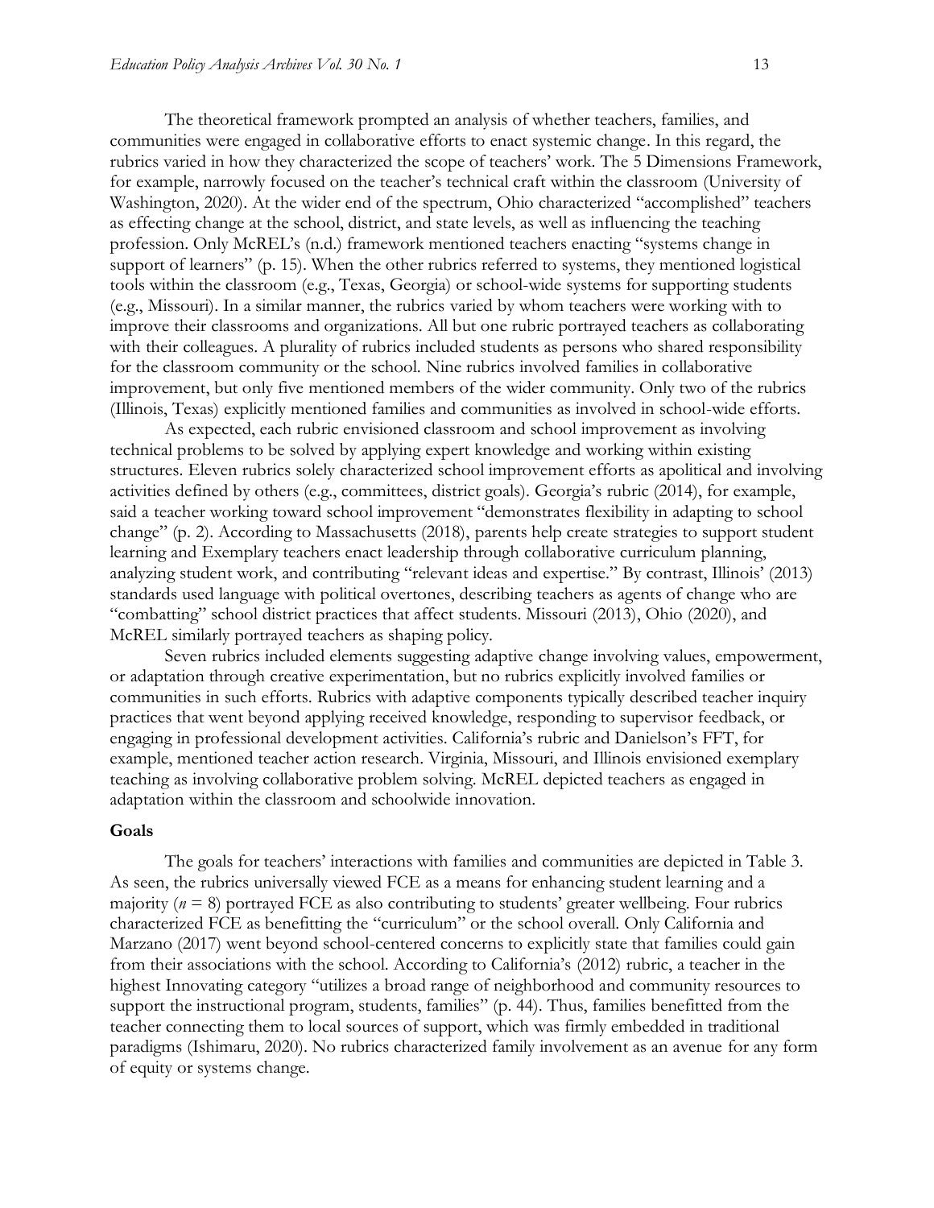The theoretical framework prompted an analysis of whether teachers, families, and communities were engaged in collaborative efforts to enact systemic change. In this regard, the rubrics varied in how they characterized the scope of teachers' work. The 5 Dimensions Framework, for example, narrowly focused on the teacher's technical craft within the classroom (University of Washington, 2020). At the wider end of the spectrum, Ohio characterized "accomplished" teachers as effecting change at the school, district, and state levels, as well as influencing the teaching profession. Only McREL's (n.d.) framework mentioned teachers enacting "systems change in support of learners" (p. 15). When the other rubrics referred to systems, they mentioned logistical tools within the classroom (e.g., Texas, Georgia) or school-wide systems for supporting students (e.g., Missouri). In a similar manner, the rubrics varied by whom teachers were working with to improve their classrooms and organizations. All but one rubric portrayed teachers as collaborating with their colleagues. A plurality of rubrics included students as persons who shared responsibility for the classroom community or the school. Nine rubrics involved families in collaborative improvement, but only five mentioned members of the wider community. Only two of the rubrics (Illinois, Texas) explicitly mentioned families and communities as involved in school-wide efforts.

As expected, each rubric envisioned classroom and school improvement as involving technical problems to be solved by applying expert knowledge and working within existing structures. Eleven rubrics solely characterized school improvement efforts as apolitical and involving activities defined by others (e.g., committees, district goals). Georgia's rubric (2014), for example, said a teacher working toward school improvement "demonstrates flexibility in adapting to school change" (p. 2). According to Massachusetts (2018), parents help create strategies to support student learning and Exemplary teachers enact leadership through collaborative curriculum planning, analyzing student work, and contributing "relevant ideas and expertise." By contrast, Illinois' (2013) standards used language with political overtones, describing teachers as agents of change who are "combatting" school district practices that affect students. Missouri (2013), Ohio (2020), and McREL similarly portrayed teachers as shaping policy.

Seven rubrics included elements suggesting adaptive change involving values, empowerment, or adaptation through creative experimentation, but no rubrics explicitly involved families or communities in such efforts. Rubrics with adaptive components typically described teacher inquiry practices that went beyond applying received knowledge, responding to supervisor feedback, or engaging in professional development activities. California's rubric and Danielson's FFT, for example, mentioned teacher action research. Virginia, Missouri, and Illinois envisioned exemplary teaching as involving collaborative problem solving. McREL depicted teachers as engaged in adaptation within the classroom and schoolwide innovation.

**Goals**

The goals for teachers' interactions with families and communities are depicted in Table 3. As seen, the rubrics universally viewed FCE as a means for enhancing student learning and a majority ($n$ = 8) portrayed FCE as also contributing to students' greater wellbeing. Four rubrics characterized FCE as benefitting the "curriculum" or the school overall. Only California and Marzano (2017) went beyond school-centered concerns to explicitly state that families could gain from their associations with the school. According to California's (2012) rubric, a teacher in the highest Innovating category "utilizes a broad range of neighborhood and community resources to support the instructional program, students, families" (p. 44). Thus, families benefitted from the teacher connecting them to local sources of support, which was firmly embedded in traditional paradigms (Ishimaru, 2020). No rubrics characterized family involvement as an avenue for any form of equity or systems change.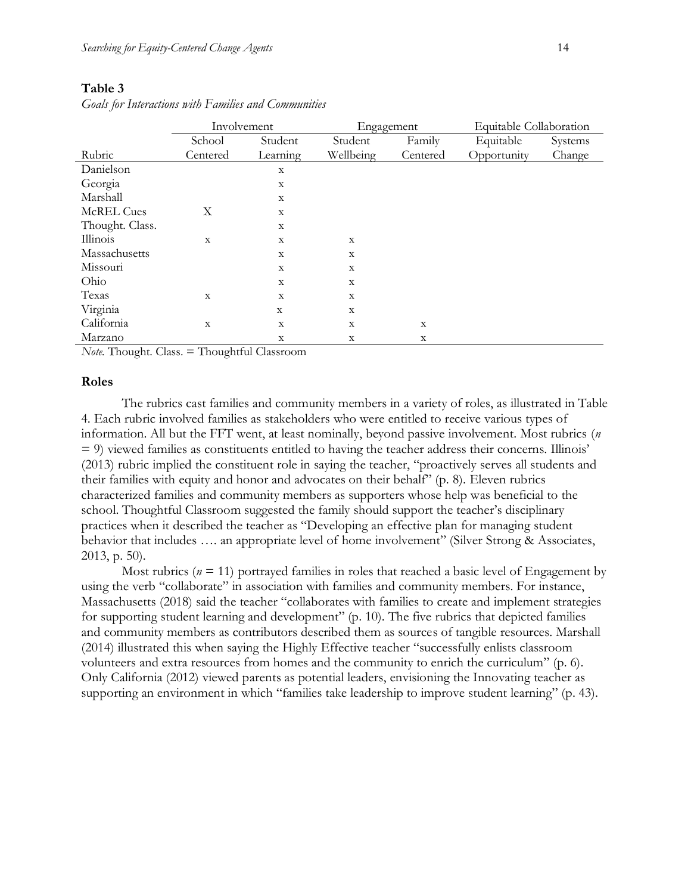**Table 3**

*Goals for Interactions with Families and Communities*

| | Involvement | | Engagement | | Equitable Collaboration | |
|---|---|---|---|---|---|---|
| Rubric | School Centered | Student Learning | Student Wellbeing | Family Centered | Equitable Opportunity | Systems Change |
| Danielson | | x | | | | |
| Georgia | | x | | | | |
| Marshall | | x | | | | |
| McREL Cues | X | x | | | | |
| Thought. Class. | | x | | | | |
| Illinois | x | x | x | | | |
| Massachusetts | | x | x | | | |
| Missouri | | x | x | | | |
| Ohio | | x | x | | | |
| Texas | x | x | x | | | |
| Virginia | | x | x | | | |
| California | x | x | x | x | | |
| Marzano | | x | x | x | | |

*Note.* Thought. Class. = Thoughtful Classroom

## Roles

The rubrics cast families and community members in a variety of roles, as illustrated in Table 4. Each rubric involved families as stakeholders who were entitled to receive various types of information. All but the FFT went, at least nominally, beyond passive involvement. Most rubrics ($n = 9$) viewed families as constituents entitled to having the teacher address their concerns. Illinois' (2013) rubric implied the constituent role in saying the teacher, "proactively serves all students and their families with equity and honor and advocates on their behalf" (p. 8). Eleven rubrics characterized families and community members as supporters whose help was beneficial to the school. Thoughtful Classroom suggested the family should support the teacher's disciplinary practices when it described the teacher as "Developing an effective plan for managing student behavior that includes …. an appropriate level of home involvement" (Silver Strong & Associates, 2013, p. 50).

Most rubrics ($n = 11$) portrayed families in roles that reached a basic level of Engagement by using the verb "collaborate" in association with families and community members. For instance, Massachusetts (2018) said the teacher "collaborates with families to create and implement strategies for supporting student learning and development" (p. 10). The five rubrics that depicted families and community members as contributors described them as sources of tangible resources. Marshall (2014) illustrated this when saying the Highly Effective teacher "successfully enlists classroom volunteers and extra resources from homes and the community to enrich the curriculum" (p. 6). Only California (2012) viewed parents as potential leaders, envisioning the Innovating teacher as supporting an environment in which "families take leadership to improve student learning" (p. 43).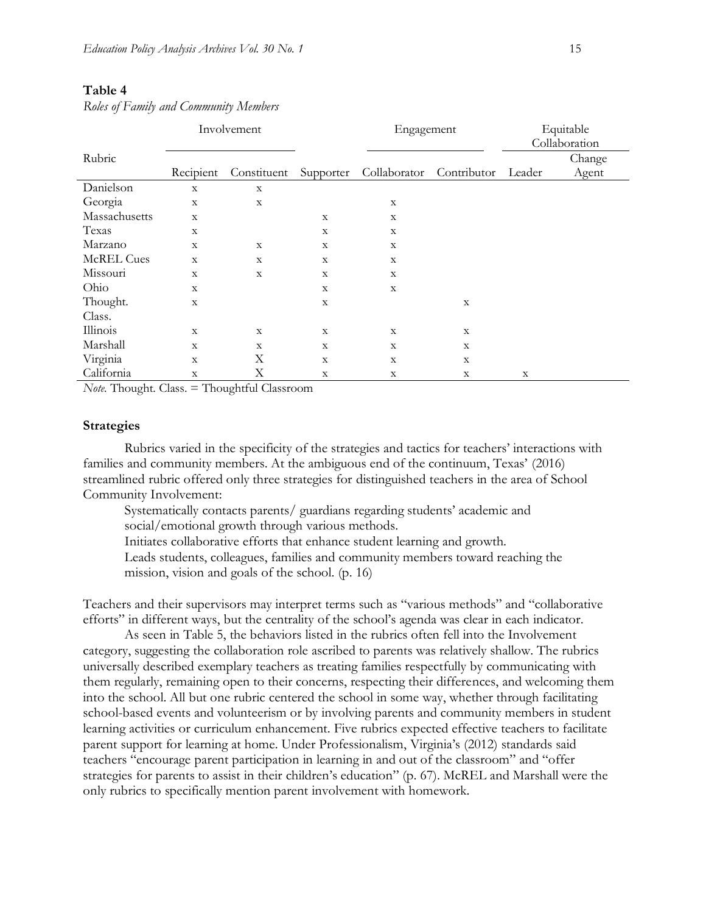**Table 4**

*Roles of Family and Community Members*

| Rubric | Involvement | | | Engagement | | Equitable Collaboration | |
|---|---|---|---|---|---|---|---|
| | Recipient | Constituent | Supporter | Collaborator | Contributor | Leader | Change Agent |
| Danielson | x | x | | | | | |
| Georgia | x | x | | x | | | |
| Massachusetts | x | | x | x | | | |
| Texas | x | | x | x | | | |
| Marzano | x | x | x | x | | | |
| McREL Cues | x | x | x | x | | | |
| Missouri | x | x | x | x | | | |
| Ohio | x | | x | x | | | |
| Thought. Class. | x | | x | | x | | |
| Illinois | x | x | x | x | x | | |
| Marshall | x | x | x | x | x | | |
| Virginia | x | X | x | x | x | | |
| California | x | X | x | x | x | x | |

*Note.* Thought. Class. = Thoughtful Classroom

### Strategies

Rubrics varied in the specificity of the strategies and tactics for teachers' interactions with families and community members. At the ambiguous end of the continuum, Texas' (2016) streamlined rubric offered only three strategies for distinguished teachers in the area of School Community Involvement:

> Systematically contacts parents/ guardians regarding students' academic and social/emotional growth through various methods.
> Initiates collaborative efforts that enhance student learning and growth.
> Leads students, colleagues, families and community members toward reaching the mission, vision and goals of the school. (p. 16)

Teachers and their supervisors may interpret terms such as "various methods" and "collaborative efforts" in different ways, but the centrality of the school's agenda was clear in each indicator.

As seen in Table 5, the behaviors listed in the rubrics often fell into the Involvement category, suggesting the collaboration role ascribed to parents was relatively shallow. The rubrics universally described exemplary teachers as treating families respectfully by communicating with them regularly, remaining open to their concerns, respecting their differences, and welcoming them into the school. All but one rubric centered the school in some way, whether through facilitating school-based events and volunteerism or by involving parents and community members in student learning activities or curriculum enhancement. Five rubrics expected effective teachers to facilitate parent support for learning at home. Under Professionalism, Virginia's (2012) standards said teachers "encourage parent participation in learning in and out of the classroom" and "offer strategies for parents to assist in their children's education" (p. 67). McREL and Marshall were the only rubrics to specifically mention parent involvement with homework.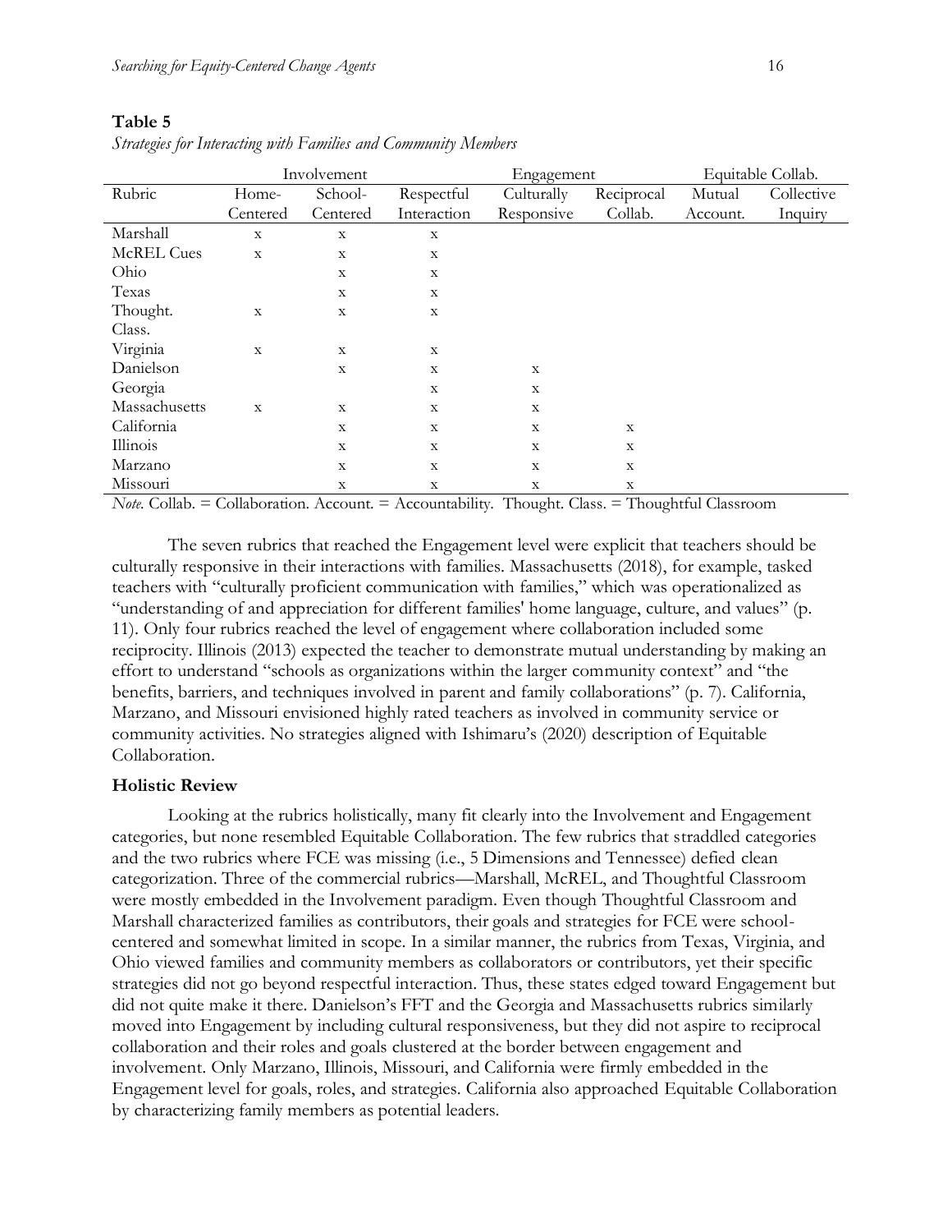**Table 5**

*Strategies for Interacting with Families and Community Members*

| | Involvement | | | Engagement | | Equitable Collab. | |
|---|---|---|---|---|---|---|---|
| Rubric | Home-Centered | School-Centered | Respectful Interaction | Culturally Responsive | Reciprocal Collab. | Mutual Account. | Collective Inquiry |
| Marshall | x | x | x | | | | |
| McREL Cues | x | x | x | | | | |
| Ohio | | x | x | | | | |
| Texas | | x | x | | | | |
| Thought. Class. | x | x | x | | | | |
| Virginia | x | x | x | | | | |
| Danielson | | x | x | x | | | |
| Georgia | | | x | x | | | |
| Massachusetts | x | x | x | x | | | |
| California | | x | x | x | x | | |
| Illinois | | x | x | x | x | | |
| Marzano | | x | x | x | x | | |
| Missouri | | x | x | x | x | | |

*Note.* Collab. = Collaboration. Account. = Accountability. Thought. Class. = Thoughtful Classroom

The seven rubrics that reached the Engagement level were explicit that teachers should be culturally responsive in their interactions with families. Massachusetts (2018), for example, tasked teachers with "culturally proficient communication with families," which was operationalized as "understanding of and appreciation for different families' home language, culture, and values" (p. 11). Only four rubrics reached the level of engagement where collaboration included some reciprocity. Illinois (2013) expected the teacher to demonstrate mutual understanding by making an effort to understand "schools as organizations within the larger community context" and "the benefits, barriers, and techniques involved in parent and family collaborations" (p. 7). California, Marzano, and Missouri envisioned highly rated teachers as involved in community service or community activities. No strategies aligned with Ishimaru's (2020) description of Equitable Collaboration.

### Holistic Review

Looking at the rubrics holistically, many fit clearly into the Involvement and Engagement categories, but none resembled Equitable Collaboration. The few rubrics that straddled categories and the two rubrics where FCE was missing (i.e., 5 Dimensions and Tennessee) defied clean categorization. Three of the commercial rubrics—Marshall, McREL, and Thoughtful Classroom were mostly embedded in the Involvement paradigm. Even though Thoughtful Classroom and Marshall characterized families as contributors, their goals and strategies for FCE were school-centered and somewhat limited in scope. In a similar manner, the rubrics from Texas, Virginia, and Ohio viewed families and community members as collaborators or contributors, yet their specific strategies did not go beyond respectful interaction. Thus, these states edged toward Engagement but did not quite make it there. Danielson's FFT and the Georgia and Massachusetts rubrics similarly moved into Engagement by including cultural responsiveness, but they did not aspire to reciprocal collaboration and their roles and goals clustered at the border between engagement and involvement. Only Marzano, Illinois, Missouri, and California were firmly embedded in the Engagement level for goals, roles, and strategies. California also approached Equitable Collaboration by characterizing family members as potential leaders.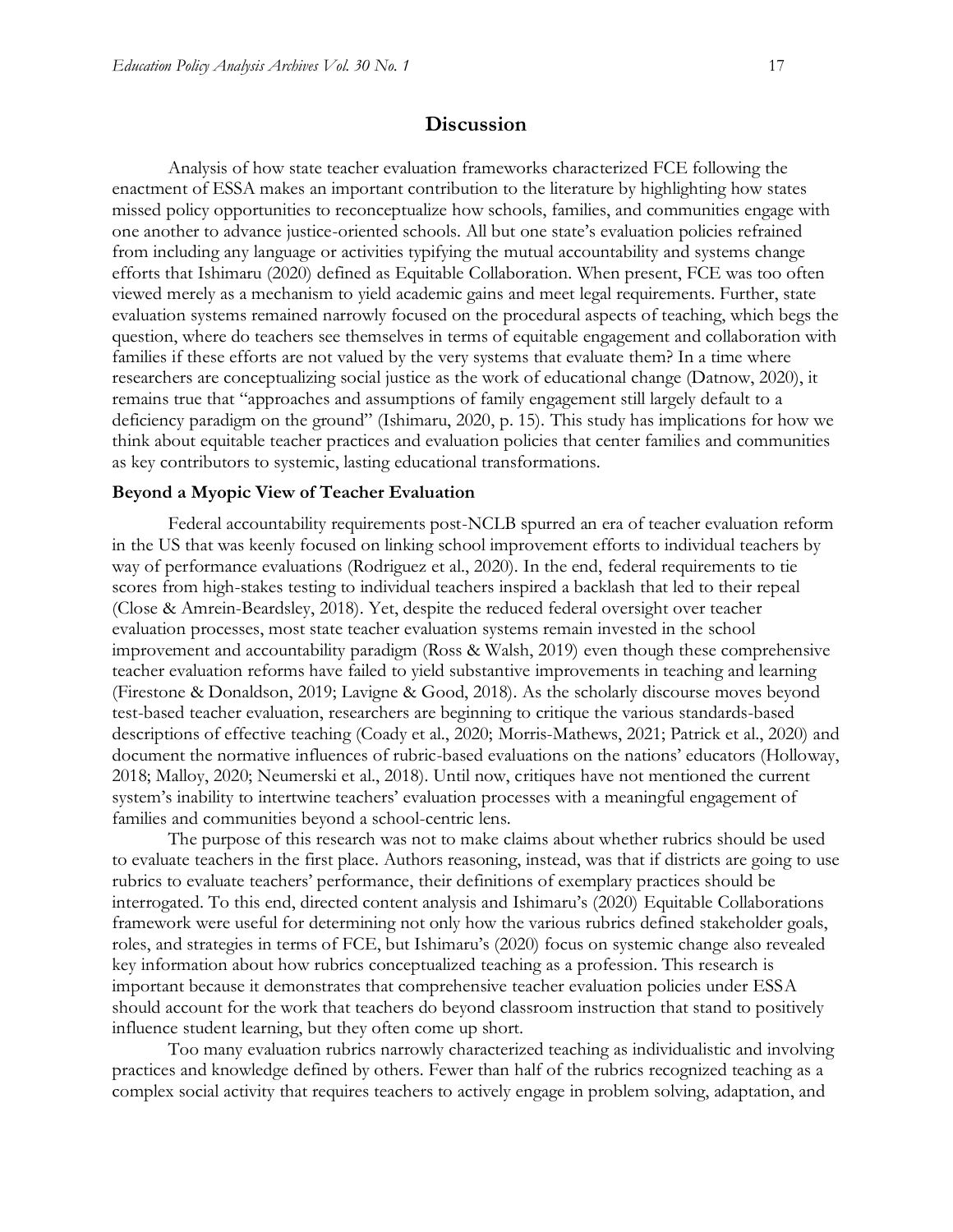## Discussion

Analysis of how state teacher evaluation frameworks characterized FCE following the enactment of ESSA makes an important contribution to the literature by highlighting how states missed policy opportunities to reconceptualize how schools, families, and communities engage with one another to advance justice-oriented schools. All but one state's evaluation policies refrained from including any language or activities typifying the mutual accountability and systems change efforts that Ishimaru (2020) defined as Equitable Collaboration. When present, FCE was too often viewed merely as a mechanism to yield academic gains and meet legal requirements. Further, state evaluation systems remained narrowly focused on the procedural aspects of teaching, which begs the question, where do teachers see themselves in terms of equitable engagement and collaboration with families if these efforts are not valued by the very systems that evaluate them? In a time where researchers are conceptualizing social justice as the work of educational change (Datnow, 2020), it remains true that "approaches and assumptions of family engagement still largely default to a deficiency paradigm on the ground" (Ishimaru, 2020, p. 15). This study has implications for how we think about equitable teacher practices and evaluation policies that center families and communities as key contributors to systemic, lasting educational transformations.

### Beyond a Myopic View of Teacher Evaluation

Federal accountability requirements post-NCLB spurred an era of teacher evaluation reform in the US that was keenly focused on linking school improvement efforts to individual teachers by way of performance evaluations (Rodriguez et al., 2020). In the end, federal requirements to tie scores from high-stakes testing to individual teachers inspired a backlash that led to their repeal (Close & Amrein-Beardsley, 2018). Yet, despite the reduced federal oversight over teacher evaluation processes, most state teacher evaluation systems remain invested in the school improvement and accountability paradigm (Ross & Walsh, 2019) even though these comprehensive teacher evaluation reforms have failed to yield substantive improvements in teaching and learning (Firestone & Donaldson, 2019; Lavigne & Good, 2018). As the scholarly discourse moves beyond test-based teacher evaluation, researchers are beginning to critique the various standards-based descriptions of effective teaching (Coady et al., 2020; Morris-Mathews, 2021; Patrick et al., 2020) and document the normative influences of rubric-based evaluations on the nations' educators (Holloway, 2018; Malloy, 2020; Neumerski et al., 2018). Until now, critiques have not mentioned the current system's inability to intertwine teachers' evaluation processes with a meaningful engagement of families and communities beyond a school-centric lens.

The purpose of this research was not to make claims about whether rubrics should be used to evaluate teachers in the first place. Authors reasoning, instead, was that if districts are going to use rubrics to evaluate teachers' performance, their definitions of exemplary practices should be interrogated. To this end, directed content analysis and Ishimaru's (2020) Equitable Collaborations framework were useful for determining not only how the various rubrics defined stakeholder goals, roles, and strategies in terms of FCE, but Ishimaru's (2020) focus on systemic change also revealed key information about how rubrics conceptualized teaching as a profession. This research is important because it demonstrates that comprehensive teacher evaluation policies under ESSA should account for the work that teachers do beyond classroom instruction that stand to positively influence student learning, but they often come up short.

Too many evaluation rubrics narrowly characterized teaching as individualistic and involving practices and knowledge defined by others. Fewer than half of the rubrics recognized teaching as a complex social activity that requires teachers to actively engage in problem solving, adaptation, and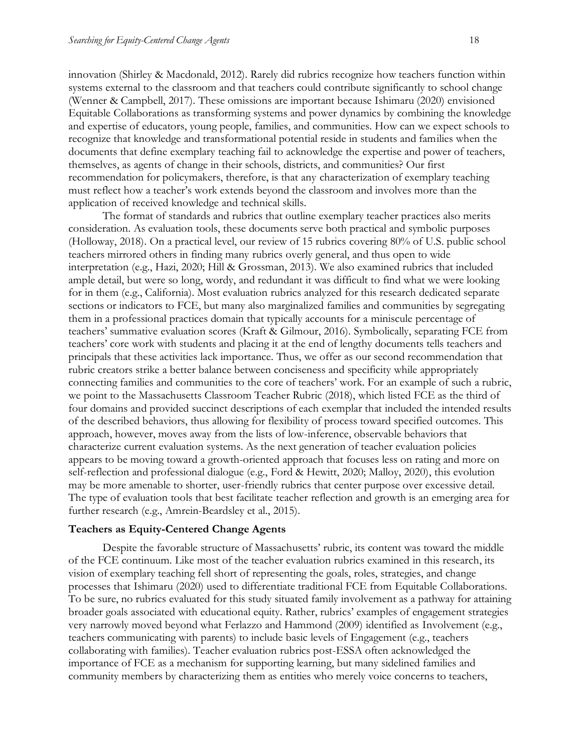innovation (Shirley & Macdonald, 2012). Rarely did rubrics recognize how teachers function within systems external to the classroom and that teachers could contribute significantly to school change (Wenner & Campbell, 2017). These omissions are important because Ishimaru (2020) envisioned Equitable Collaborations as transforming systems and power dynamics by combining the knowledge and expertise of educators, young people, families, and communities. How can we expect schools to recognize that knowledge and transformational potential reside in students and families when the documents that define exemplary teaching fail to acknowledge the expertise and power of teachers, themselves, as agents of change in their schools, districts, and communities? Our first recommendation for policymakers, therefore, is that any characterization of exemplary teaching must reflect how a teacher's work extends beyond the classroom and involves more than the application of received knowledge and technical skills.

The format of standards and rubrics that outline exemplary teacher practices also merits consideration. As evaluation tools, these documents serve both practical and symbolic purposes (Holloway, 2018). On a practical level, our review of 15 rubrics covering 80% of U.S. public school teachers mirrored others in finding many rubrics overly general, and thus open to wide interpretation (e.g., Hazi, 2020; Hill & Grossman, 2013). We also examined rubrics that included ample detail, but were so long, wordy, and redundant it was difficult to find what we were looking for in them (e.g., California). Most evaluation rubrics analyzed for this research dedicated separate sections or indicators to FCE, but many also marginalized families and communities by segregating them in a professional practices domain that typically accounts for a miniscule percentage of teachers' summative evaluation scores (Kraft & Gilmour, 2016). Symbolically, separating FCE from teachers' core work with students and placing it at the end of lengthy documents tells teachers and principals that these activities lack importance. Thus, we offer as our second recommendation that rubric creators strike a better balance between conciseness and specificity while appropriately connecting families and communities to the core of teachers' work. For an example of such a rubric, we point to the Massachusetts Classroom Teacher Rubric (2018), which listed FCE as the third of four domains and provided succinct descriptions of each exemplar that included the intended results of the described behaviors, thus allowing for flexibility of process toward specified outcomes. This approach, however, moves away from the lists of low-inference, observable behaviors that characterize current evaluation systems. As the next generation of teacher evaluation policies appears to be moving toward a growth-oriented approach that focuses less on rating and more on self-reflection and professional dialogue (e.g., Ford & Hewitt, 2020; Malloy, 2020), this evolution may be more amenable to shorter, user-friendly rubrics that center purpose over excessive detail. The type of evaluation tools that best facilitate teacher reflection and growth is an emerging area for further research (e.g., Amrein-Beardsley et al., 2015).

### Teachers as Equity-Centered Change Agents

Despite the favorable structure of Massachusetts' rubric, its content was toward the middle of the FCE continuum. Like most of the teacher evaluation rubrics examined in this research, its vision of exemplary teaching fell short of representing the goals, roles, strategies, and change processes that Ishimaru (2020) used to differentiate traditional FCE from Equitable Collaborations. To be sure, no rubrics evaluated for this study situated family involvement as a pathway for attaining broader goals associated with educational equity. Rather, rubrics' examples of engagement strategies very narrowly moved beyond what Ferlazzo and Hammond (2009) identified as Involvement (e.g., teachers communicating with parents) to include basic levels of Engagement (e.g., teachers collaborating with families). Teacher evaluation rubrics post-ESSA often acknowledged the importance of FCE as a mechanism for supporting learning, but many sidelined families and community members by characterizing them as entities who merely voice concerns to teachers,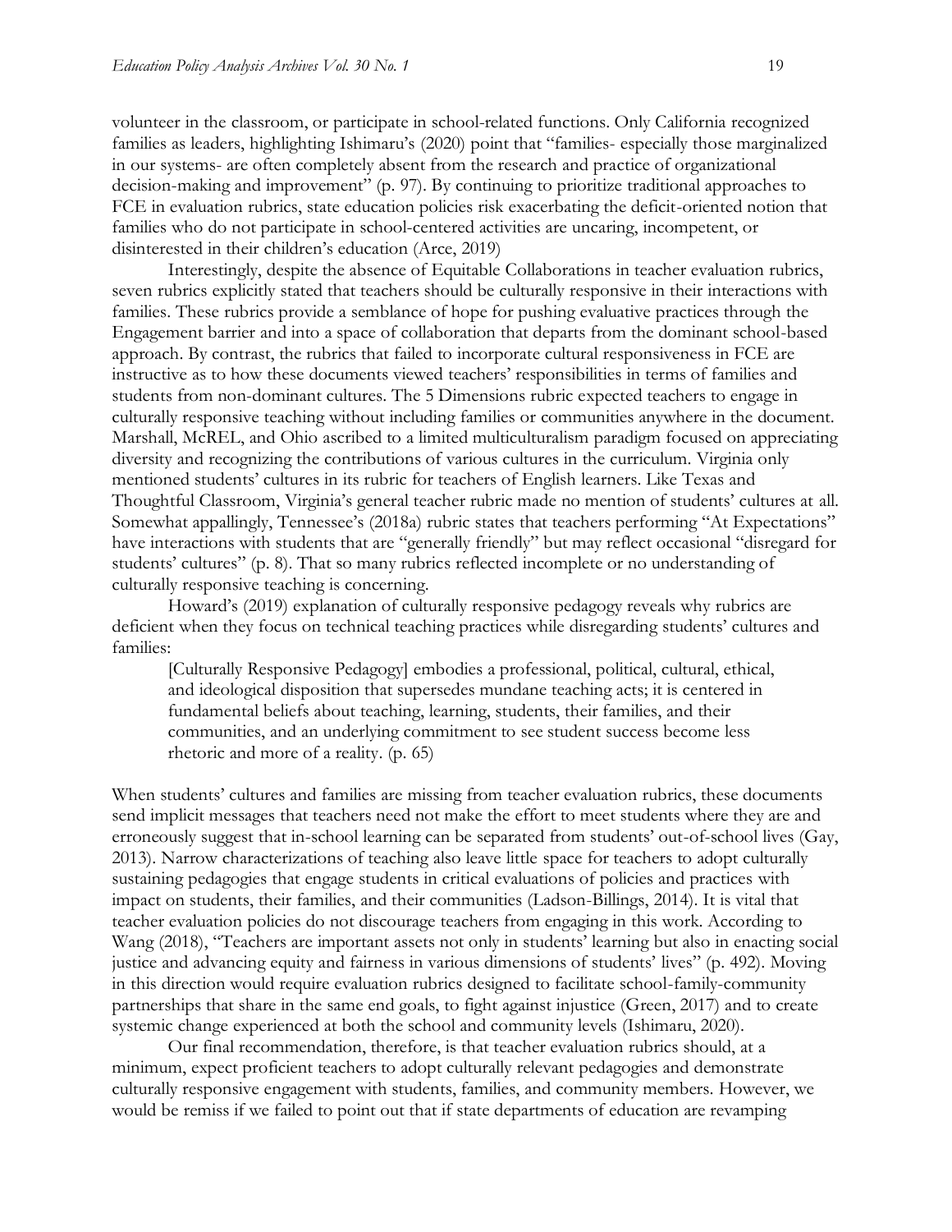volunteer in the classroom, or participate in school-related functions. Only California recognized families as leaders, highlighting Ishimaru's (2020) point that "families- especially those marginalized in our systems- are often completely absent from the research and practice of organizational decision-making and improvement" (p. 97). By continuing to prioritize traditional approaches to FCE in evaluation rubrics, state education policies risk exacerbating the deficit-oriented notion that families who do not participate in school-centered activities are uncaring, incompetent, or disinterested in their children's education (Arce, 2019)

Interestingly, despite the absence of Equitable Collaborations in teacher evaluation rubrics, seven rubrics explicitly stated that teachers should be culturally responsive in their interactions with families. These rubrics provide a semblance of hope for pushing evaluative practices through the Engagement barrier and into a space of collaboration that departs from the dominant school-based approach. By contrast, the rubrics that failed to incorporate cultural responsiveness in FCE are instructive as to how these documents viewed teachers' responsibilities in terms of families and students from non-dominant cultures. The 5 Dimensions rubric expected teachers to engage in culturally responsive teaching without including families or communities anywhere in the document. Marshall, McREL, and Ohio ascribed to a limited multiculturalism paradigm focused on appreciating diversity and recognizing the contributions of various cultures in the curriculum. Virginia only mentioned students' cultures in its rubric for teachers of English learners. Like Texas and Thoughtful Classroom, Virginia's general teacher rubric made no mention of students' cultures at all. Somewhat appallingly, Tennessee's (2018a) rubric states that teachers performing "At Expectations" have interactions with students that are "generally friendly" but may reflect occasional "disregard for students' cultures" (p. 8). That so many rubrics reflected incomplete or no understanding of culturally responsive teaching is concerning.

Howard's (2019) explanation of culturally responsive pedagogy reveals why rubrics are deficient when they focus on technical teaching practices while disregarding students' cultures and families:

> [Culturally Responsive Pedagogy] embodies a professional, political, cultural, ethical, and ideological disposition that supersedes mundane teaching acts; it is centered in fundamental beliefs about teaching, learning, students, their families, and their communities, and an underlying commitment to see student success become less rhetoric and more of a reality. (p. 65)

When students' cultures and families are missing from teacher evaluation rubrics, these documents send implicit messages that teachers need not make the effort to meet students where they are and erroneously suggest that in-school learning can be separated from students' out-of-school lives (Gay, 2013). Narrow characterizations of teaching also leave little space for teachers to adopt culturally sustaining pedagogies that engage students in critical evaluations of policies and practices with impact on students, their families, and their communities (Ladson-Billings, 2014). It is vital that teacher evaluation policies do not discourage teachers from engaging in this work. According to Wang (2018), "Teachers are important assets not only in students' learning but also in enacting social justice and advancing equity and fairness in various dimensions of students' lives" (p. 492). Moving in this direction would require evaluation rubrics designed to facilitate school-family-community partnerships that share in the same end goals, to fight against injustice (Green, 2017) and to create systemic change experienced at both the school and community levels (Ishimaru, 2020).

Our final recommendation, therefore, is that teacher evaluation rubrics should, at a minimum, expect proficient teachers to adopt culturally relevant pedagogies and demonstrate culturally responsive engagement with students, families, and community members. However, we would be remiss if we failed to point out that if state departments of education are revamping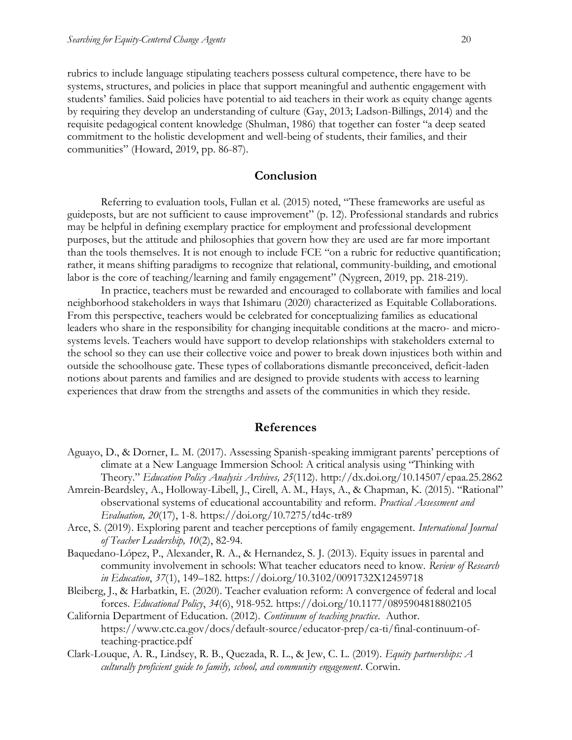rubrics to include language stipulating teachers possess cultural competence, there have to be systems, structures, and policies in place that support meaningful and authentic engagement with students' families. Said policies have potential to aid teachers in their work as equity change agents by requiring they develop an understanding of culture (Gay, 2013; Ladson-Billings, 2014) and the requisite pedagogical content knowledge (Shulman, 1986) that together can foster "a deep seated commitment to the holistic development and well-being of students, their families, and their communities" (Howard, 2019, pp. 86-87).

## Conclusion

Referring to evaluation tools, Fullan et al. (2015) noted, "These frameworks are useful as guideposts, but are not sufficient to cause improvement" (p. 12). Professional standards and rubrics may be helpful in defining exemplary practice for employment and professional development purposes, but the attitude and philosophies that govern how they are used are far more important than the tools themselves. It is not enough to include FCE "on a rubric for reductive quantification; rather, it means shifting paradigms to recognize that relational, community-building, and emotional labor is the core of teaching/learning and family engagement" (Nygreen, 2019, pp. 218-219).

In practice, teachers must be rewarded and encouraged to collaborate with families and local neighborhood stakeholders in ways that Ishimaru (2020) characterized as Equitable Collaborations. From this perspective, teachers would be celebrated for conceptualizing families as educational leaders who share in the responsibility for changing inequitable conditions at the macro- and micro-systems levels. Teachers would have support to develop relationships with stakeholders external to the school so they can use their collective voice and power to break down injustices both within and outside the schoolhouse gate. These types of collaborations dismantle preconceived, deficit-laden notions about parents and families and are designed to provide students with access to learning experiences that draw from the strengths and assets of the communities in which they reside.

## References

Aguayo, D., & Dorner, L. M. (2017). Assessing Spanish-speaking immigrant parents' perceptions of climate at a New Language Immersion School: A critical analysis using "Thinking with Theory." *Education Policy Analysis Archives, 25*(112). http://dx.doi.org/10.14507/epaa.25.2862

Amrein-Beardsley, A., Holloway-Libell, J., Cirell, A. M., Hays, A., & Chapman, K. (2015). "Rational" observational systems of educational accountability and reform. *Practical Assessment and Evaluation, 20*(17), 1-8. https://doi.org/10.7275/td4c-tr89

Arce, S. (2019). Exploring parent and teacher perceptions of family engagement. *International Journal of Teacher Leadership, 10*(2), 82-94.

Baquedano-López, P., Alexander, R. A., & Hernandez, S. J. (2013). Equity issues in parental and community involvement in schools: What teacher educators need to know. *Review of Research in Education*, *37*(1), 149–182. https://doi.org/10.3102/0091732X12459718

Bleiberg, J., & Harbatkin, E. (2020). Teacher evaluation reform: A convergence of federal and local forces. *Educational Policy*, *34*(6), 918-952. https://doi.org/10.1177/0895904818802105

California Department of Education. (2012). *Continuum of teaching practice*. Author. https://www.ctc.ca.gov/docs/default-source/educator-prep/ca-ti/final-continuum-of-teaching-practice.pdf

Clark-Louque, A. R., Lindsey, R. B., Quezada, R. L., & Jew, C. L. (2019). *Equity partnerships: A culturally proficient guide to family, school, and community engagement*. Corwin.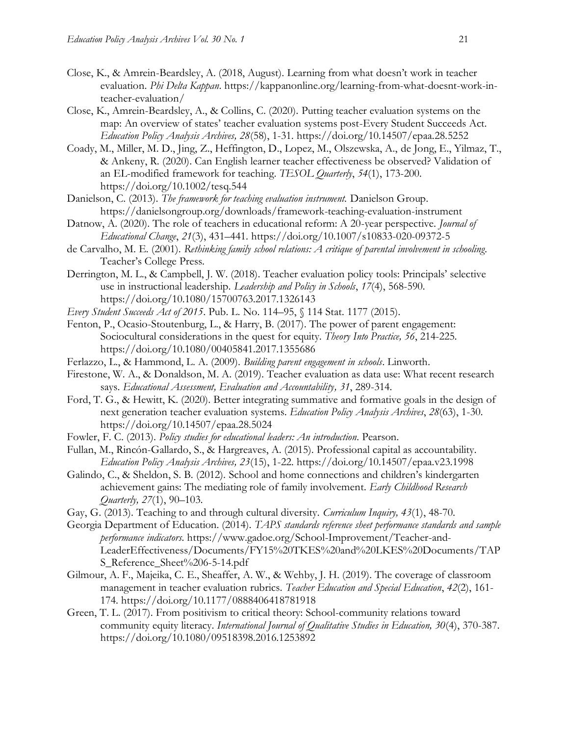Close, K., & Amrein-Beardsley, A. (2018, August). Learning from what doesn't work in teacher evaluation. *Phi Delta Kappan*. https://kappanonline.org/learning-from-what-doesnt-work-in-teacher-evaluation/

Close, K., Amrein-Beardsley, A., & Collins, C. (2020). Putting teacher evaluation systems on the map: An overview of states' teacher evaluation systems post-Every Student Succeeds Act. *Education Policy Analysis Archives, 28*(58), 1-31. https://doi.org/10.14507/epaa.28.5252

Coady, M., Miller, M. D., Jing, Z., Heffington, D., Lopez, M., Olszewska, A., de Jong, E., Yilmaz, T., & Ankeny, R. (2020). Can English learner teacher effectiveness be observed? Validation of an EL-modified framework for teaching. *TESOL Quarterly*, *54*(1), 173-200. https://doi.org/10.1002/tesq.544

Danielson, C. (2013). *The framework for teaching evaluation instrument.* Danielson Group. https://danielsongroup.org/downloads/framework-teaching-evaluation-instrument

Datnow, A. (2020). The role of teachers in educational reform: A 20-year perspective. *Journal of Educational Change*, *21*(3), 431–441. https://doi.org/10.1007/s10833-020-09372-5

de Carvalho, M. E. (2001). *Rethinking family school relations: A critique of parental involvement in schooling*. Teacher's College Press.

Derrington, M. L., & Campbell, J. W. (2018). Teacher evaluation policy tools: Principals' selective use in instructional leadership. *Leadership and Policy in Schools*, *17*(4), 568-590. https://doi.org/10.1080/15700763.2017.1326143

*Every Student Succeeds Act of 2015*. Pub. L. No. 114–95, § 114 Stat. 1177 (2015).

Fenton, P., Ocasio-Stoutenburg, L., & Harry, B. (2017). The power of parent engagement: Sociocultural considerations in the quest for equity. *Theory Into Practice, 56*, 214-225. https://doi.org/10.1080/00405841.2017.1355686

Ferlazzo, L., & Hammond, L. A. (2009). *Building parent engagement in schools*. Linworth.

Firestone, W. A., & Donaldson, M. A. (2019). Teacher evaluation as data use: What recent research says. *Educational Assessment, Evaluation and Accountability, 31*, 289-314.

Ford, T. G., & Hewitt, K. (2020). Better integrating summative and formative goals in the design of next generation teacher evaluation systems. *Education Policy Analysis Archives*, *28*(63), 1-30. https://doi.org/10.14507/epaa.28.5024

Fowler, F. C. (2013). *Policy studies for educational leaders: An introduction*. Pearson.

Fullan, M., Rincón-Gallardo, S., & Hargreaves, A. (2015). Professional capital as accountability. *Education Policy Analysis Archives, 23*(15), 1-22. https://doi.org/10.14507/epaa.v23.1998

Galindo, C., & Sheldon, S. B. (2012). School and home connections and children's kindergarten achievement gains: The mediating role of family involvement. *Early Childhood Research Quarterly, 27*(1), 90–103.

Gay, G. (2013). Teaching to and through cultural diversity. *Curriculum Inquiry, 43*(1), 48-70.

Georgia Department of Education. (2014). *TAPS standards reference sheet performance standards and sample performance indicators*. https://www.gadoe.org/School-Improvement/Teacher-and-LeaderEffectiveness/Documents/FY15%20TKES%20and%20LKES%20Documents/TAPS_Reference_Sheet%206-5-14.pdf

Gilmour, A. F., Majeika, C. E., Sheaffer, A. W., & Wehby, J. H. (2019). The coverage of classroom management in teacher evaluation rubrics. *Teacher Education and Special Education*, *42*(2), 161-174. https://doi.org/10.1177/0888406418781918

Green, T. L. (2017). From positivism to critical theory: School-community relations toward community equity literacy. *International Journal of Qualitative Studies in Education, 30*(4), 370-387. https://doi.org/10.1080/09518398.2016.1253892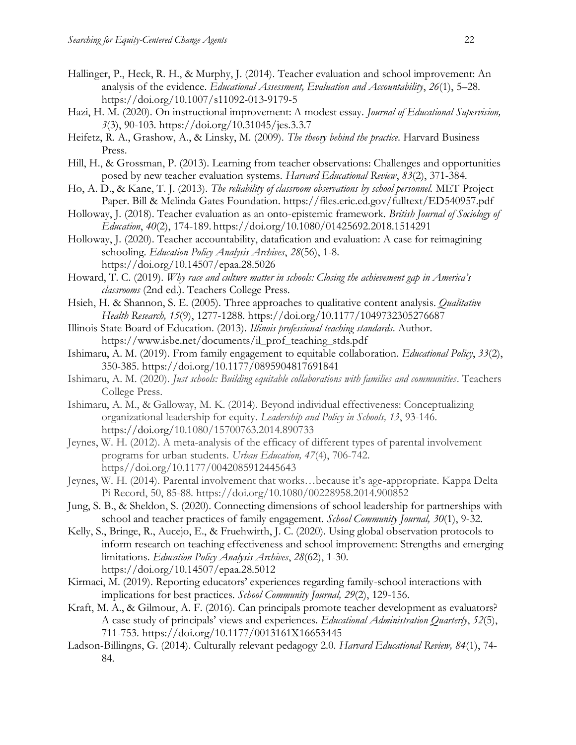Hallinger, P., Heck, R. H., & Murphy, J. (2014). Teacher evaluation and school improvement: An analysis of the evidence. *Educational Assessment, Evaluation and Accountability*, *26*(1), 5–28. https://doi.org/10.1007/s11092-013-9179-5

Hazi, H. M. (2020). On instructional improvement: A modest essay. *Journal of Educational Supervision, 3*(3), 90-103. https://doi.org/10.31045/jes.3.3.7

Heifetz, R. A., Grashow, A., & Linsky, M. (2009). *The theory behind the practice*. Harvard Business Press.

Hill, H., & Grossman, P. (2013). Learning from teacher observations: Challenges and opportunities posed by new teacher evaluation systems. *Harvard Educational Review*, *83*(2), 371-384.

Ho, A. D., & Kane, T. J. (2013). *The reliability of classroom observations by school personnel.* MET Project Paper. Bill & Melinda Gates Foundation. https://files.eric.ed.gov/fulltext/ED540957.pdf

Holloway, J. (2018). Teacher evaluation as an onto-epistemic framework. *British Journal of Sociology of Education*, *40*(2), 174-189. https://doi.org/10.1080/01425692.2018.1514291

Holloway, J. (2020). Teacher accountability, datafication and evaluation: A case for reimagining schooling. *Education Policy Analysis Archives*, *28*(56), 1-8. https://doi.org/10.14507/epaa.28.5026

Howard, T. C. (2019). *Why race and culture matter in schools: Closing the achievement gap in America's classrooms* (2nd ed.). Teachers College Press.

Hsieh, H. & Shannon, S. E. (2005). Three approaches to qualitative content analysis. *Qualitative Health Research, 15*(9), 1277-1288. https://doi.org/10.1177/1049732305276687

Illinois State Board of Education. (2013). *Illinois professional teaching standards*. Author. https://www.isbe.net/documents/il_prof_teaching_stds.pdf

Ishimaru, A. M. (2019). From family engagement to equitable collaboration. *Educational Policy*, *33*(2), 350-385. https://doi.org/10.1177/0895904817691841

Ishimaru, A. M. (2020). *Just schools: Building equitable collaborations with families and communities*. Teachers College Press.

Ishimaru, A. M., & Galloway, M. K. (2014). Beyond individual effectiveness: Conceptualizing organizational leadership for equity. *Leadership and Policy in Schools, 13*, 93-146. https://doi.org/10.1080/15700763.2014.890733

Jeynes, W. H. (2012). A meta-analysis of the efficacy of different types of parental involvement programs for urban students. *Urban Education, 47*(4), 706-742. https//doi.org/10.1177/0042085912445643

Jeynes, W. H. (2014). Parental involvement that works…because it's age-appropriate. Kappa Delta Pi Record, 50, 85-88. https://doi.org/10.1080/00228958.2014.900852

Jung, S. B., & Sheldon, S. (2020). Connecting dimensions of school leadership for partnerships with school and teacher practices of family engagement. *School Community Journal, 30*(1), 9-32.

Kelly, S., Bringe, R., Aucejo, E., & Fruehwirth, J. C. (2020). Using global observation protocols to inform research on teaching effectiveness and school improvement: Strengths and emerging limitations. *Education Policy Analysis Archives*, *28*(62), 1-30. https://doi.org/10.14507/epaa.28.5012

Kirmaci, M. (2019). Reporting educators' experiences regarding family-school interactions with implications for best practices. *School Community Journal, 29*(2), 129-156.

Kraft, M. A., & Gilmour, A. F. (2016). Can principals promote teacher development as evaluators? A case study of principals' views and experiences. *Educational Administration Quarterly*, *52*(5), 711-753. https://doi.org/10.1177/0013161X16653445

Ladson-Billingns, G. (2014). Culturally relevant pedagogy 2.0. *Harvard Educational Review, 84*(1), 74-84.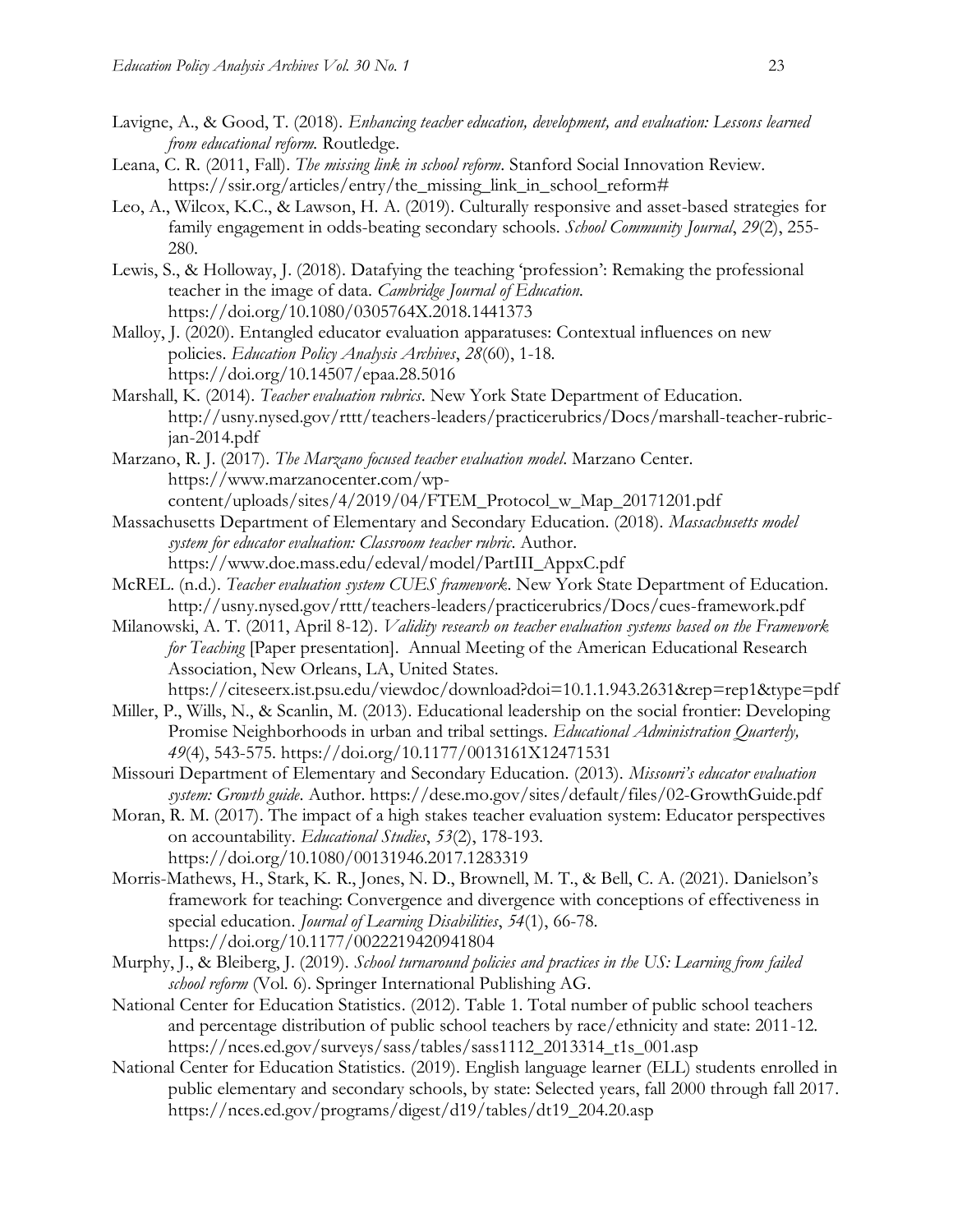Lavigne, A., & Good, T. (2018). *Enhancing teacher education, development, and evaluation: Lessons learned from educational reform.* Routledge.

Leana, C. R. (2011, Fall). *The missing link in school reform*. Stanford Social Innovation Review. https://ssir.org/articles/entry/the_missing_link_in_school_reform#

Leo, A., Wilcox, K.C., & Lawson, H. A. (2019). Culturally responsive and asset-based strategies for family engagement in odds-beating secondary schools. *School Community Journal*, *29*(2), 255-280.

Lewis, S., & Holloway, J. (2018). Datafying the teaching 'profession': Remaking the professional teacher in the image of data. *Cambridge Journal of Education.* https://doi.org/10.1080/0305764X.2018.1441373

Malloy, J. (2020). Entangled educator evaluation apparatuses: Contextual influences on new policies. *Education Policy Analysis Archives*, *28*(60), 1-18. https://doi.org/10.14507/epaa.28.5016

Marshall, K. (2014). *Teacher evaluation rubrics*. New York State Department of Education. http://usny.nysed.gov/rttt/teachers-leaders/practicerubrics/Docs/marshall-teacher-rubric-jan-2014.pdf

Marzano, R. J. (2017). *The Marzano focused teacher evaluation model*. Marzano Center. https://www.marzanocenter.com/wp-content/uploads/sites/4/2019/04/FTEM_Protocol_w_Map_20171201.pdf

Massachusetts Department of Elementary and Secondary Education. (2018). *Massachusetts model system for educator evaluation: Classroom teacher rubric*. Author. https://www.doe.mass.edu/edeval/model/PartIII_AppxC.pdf

McREL. (n.d.). *Teacher evaluation system CUES framework*. New York State Department of Education. http://usny.nysed.gov/rttt/teachers-leaders/practicerubrics/Docs/cues-framework.pdf

Milanowski, A. T. (2011, April 8-12). *Validity research on teacher evaluation systems based on the Framework for Teaching* [Paper presentation]. Annual Meeting of the American Educational Research Association, New Orleans, LA, United States. https://citeseerx.ist.psu.edu/viewdoc/download?doi=10.1.1.943.2631&rep=rep1&type=pdf

Miller, P., Wills, N., & Scanlin, M. (2013). Educational leadership on the social frontier: Developing Promise Neighborhoods in urban and tribal settings. *Educational Administration Quarterly, 49*(4), 543-575. https://doi.org/10.1177/0013161X12471531

Missouri Department of Elementary and Secondary Education. (2013). *Missouri's educator evaluation system: Growth guide*. Author. https://dese.mo.gov/sites/default/files/02-GrowthGuide.pdf

Moran, R. M. (2017). The impact of a high stakes teacher evaluation system: Educator perspectives on accountability. *Educational Studies*, *53*(2), 178-193. https://doi.org/10.1080/00131946.2017.1283319

Morris-Mathews, H., Stark, K. R., Jones, N. D., Brownell, M. T., & Bell, C. A. (2021). Danielson's framework for teaching: Convergence and divergence with conceptions of effectiveness in special education. *Journal of Learning Disabilities*, *54*(1), 66-78. https://doi.org/10.1177/0022219420941804

Murphy, J., & Bleiberg, J. (2019). *School turnaround policies and practices in the US: Learning from failed school reform* (Vol. 6). Springer International Publishing AG.

National Center for Education Statistics. (2012). Table 1. Total number of public school teachers and percentage distribution of public school teachers by race/ethnicity and state: 2011-12. https://nces.ed.gov/surveys/sass/tables/sass1112_2013314_t1s_001.asp

National Center for Education Statistics. (2019). English language learner (ELL) students enrolled in public elementary and secondary schools, by state: Selected years, fall 2000 through fall 2017. https://nces.ed.gov/programs/digest/d19/tables/dt19_204.20.asp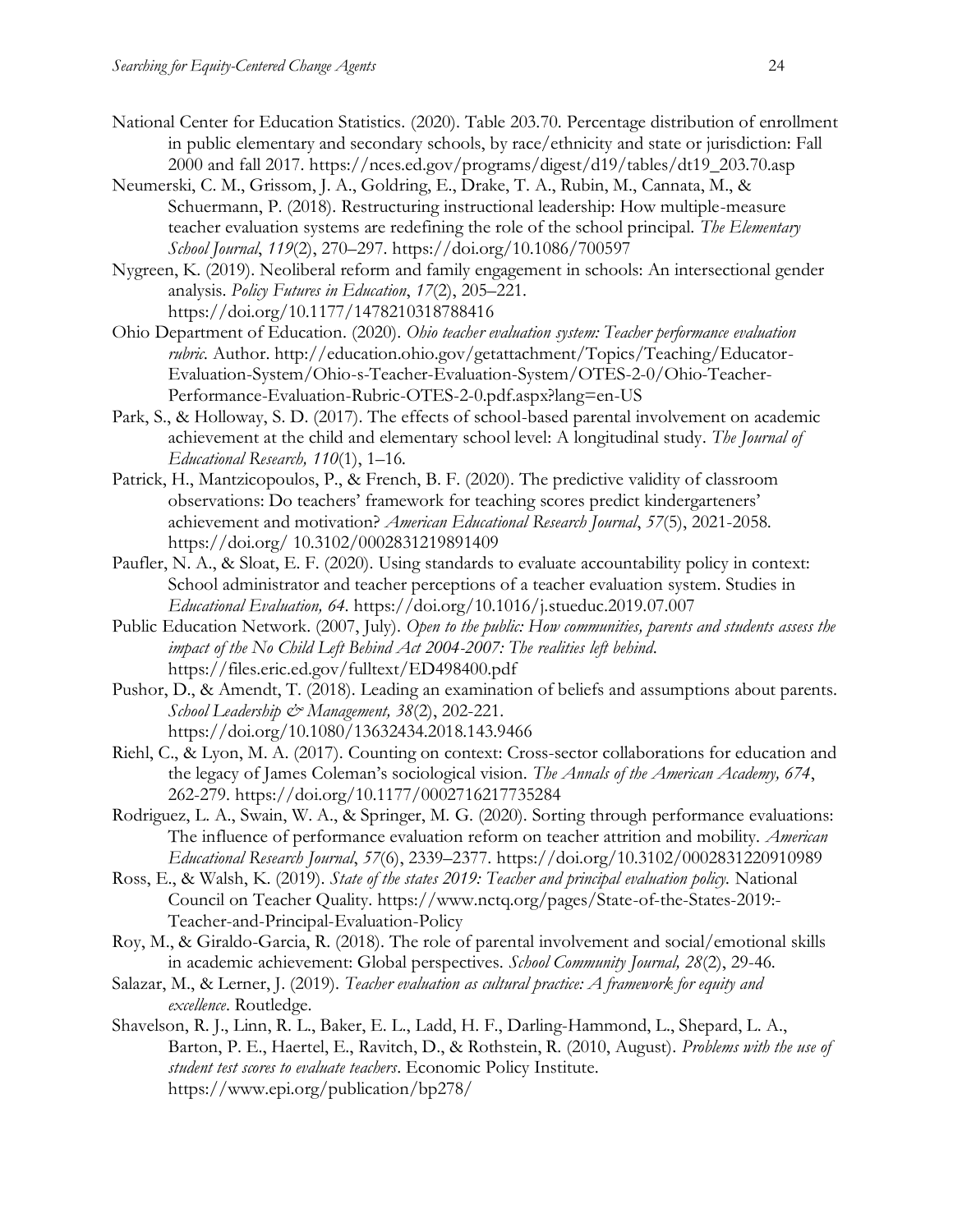National Center for Education Statistics. (2020). Table 203.70. Percentage distribution of enrollment in public elementary and secondary schools, by race/ethnicity and state or jurisdiction: Fall 2000 and fall 2017. https://nces.ed.gov/programs/digest/d19/tables/dt19_203.70.asp

Neumerski, C. M., Grissom, J. A., Goldring, E., Drake, T. A., Rubin, M., Cannata, M., & Schuermann, P. (2018). Restructuring instructional leadership: How multiple-measure teacher evaluation systems are redefining the role of the school principal. *The Elementary School Journal*, *119*(2), 270–297. https://doi.org/10.1086/700597

Nygreen, K. (2019). Neoliberal reform and family engagement in schools: An intersectional gender analysis. *Policy Futures in Education*, *17*(2), 205–221. https://doi.org/10.1177/1478210318788416

Ohio Department of Education. (2020). *Ohio teacher evaluation system: Teacher performance evaluation rubric*. Author. http://education.ohio.gov/getattachment/Topics/Teaching/Educator-Evaluation-System/Ohio-s-Teacher-Evaluation-System/OTES-2-0/Ohio-Teacher-Performance-Evaluation-Rubric-OTES-2-0.pdf.aspx?lang=en-US

Park, S., & Holloway, S. D. (2017). The effects of school-based parental involvement on academic achievement at the child and elementary school level: A longitudinal study. *The Journal of Educational Research, 110*(1), 1–16.

Patrick, H., Mantzicopoulos, P., & French, B. F. (2020). The predictive validity of classroom observations: Do teachers' framework for teaching scores predict kindergarteners' achievement and motivation? *American Educational Research Journal*, *57*(5), 2021-2058. https://doi.org/ 10.3102/0002831219891409

Paufler, N. A., & Sloat, E. F. (2020). Using standards to evaluate accountability policy in context: School administrator and teacher perceptions of a teacher evaluation system. Studies in *Educational Evaluation, 64*. https://doi.org/10.1016/j.stueduc.2019.07.007

Public Education Network. (2007, July). *Open to the public: How communities, parents and students assess the impact of the No Child Left Behind Act 2004-2007: The realities left behind*. https://files.eric.ed.gov/fulltext/ED498400.pdf

Pushor, D., & Amendt, T. (2018). Leading an examination of beliefs and assumptions about parents. *School Leadership & Management, 38*(2), 202-221. https://doi.org/10.1080/13632434.2018.143.9466

Riehl, C., & Lyon, M. A. (2017). Counting on context: Cross-sector collaborations for education and the legacy of James Coleman's sociological vision. *The Annals of the American Academy, 674*, 262-279. https://doi.org/10.1177/0002716217735284

Rodriguez, L. A., Swain, W. A., & Springer, M. G. (2020). Sorting through performance evaluations: The influence of performance evaluation reform on teacher attrition and mobility. *American Educational Research Journal*, *57*(6), 2339–2377. https://doi.org/10.3102/0002831220910989

Ross, E., & Walsh, K. (2019). *State of the states 2019: Teacher and principal evaluation policy.* National Council on Teacher Quality. https://www.nctq.org/pages/State-of-the-States-2019:-Teacher-and-Principal-Evaluation-Policy

Roy, M., & Giraldo-Garcia, R. (2018). The role of parental involvement and social/emotional skills in academic achievement: Global perspectives. *School Community Journal, 28*(2), 29-46.

Salazar, M., & Lerner, J. (2019). *Teacher evaluation as cultural practice: A framework for equity and excellence*. Routledge.

Shavelson, R. J., Linn, R. L., Baker, E. L., Ladd, H. F., Darling-Hammond, L., Shepard, L. A., Barton, P. E., Haertel, E., Ravitch, D., & Rothstein, R. (2010, August). *Problems with the use of student test scores to evaluate teachers*. Economic Policy Institute. https://www.epi.org/publication/bp278/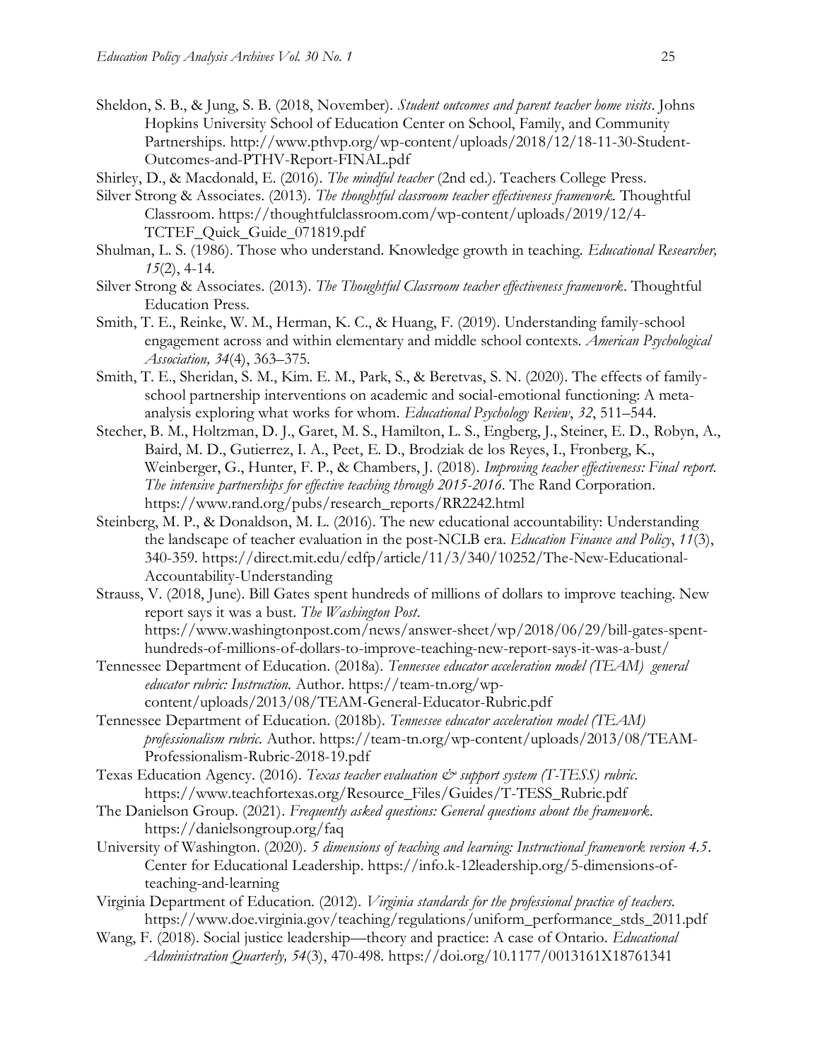Sheldon, S. B., & Jung, S. B. (2018, November). *Student outcomes and parent teacher home visits*. Johns Hopkins University School of Education Center on School, Family, and Community Partnerships. http://www.pthvp.org/wp-content/uploads/2018/12/18-11-30-Student-Outcomes-and-PTHV-Report-FINAL.pdf

Shirley, D., & Macdonald, E. (2016). *The mindful teacher* (2nd ed.). Teachers College Press.

Silver Strong & Associates. (2013). *The thoughtful classroom teacher effectiveness framework*. Thoughtful Classroom. https://thoughtfulclassroom.com/wp-content/uploads/2019/12/4-TCTEF_Quick_Guide_071819.pdf

Shulman, L. S. (1986). Those who understand. Knowledge growth in teaching. *Educational Researcher, 15*(2), 4-14.

Silver Strong & Associates. (2013). *The Thoughtful Classroom teacher effectiveness framework*. Thoughtful Education Press.

Smith, T. E., Reinke, W. M., Herman, K. C., & Huang, F. (2019). Understanding family-school engagement across and within elementary and middle school contexts. *American Psychological Association, 34*(4), 363–375.

Smith, T. E., Sheridan, S. M., Kim. E. M., Park, S., & Beretvas, S. N. (2020). The effects of family-school partnership interventions on academic and social-emotional functioning: A meta-analysis exploring what works for whom. *Educational Psychology Review*, *32*, 511–544.

Stecher, B. M., Holtzman, D. J., Garet, M. S., Hamilton, L. S., Engberg, J., Steiner, E. D., Robyn, A., Baird, M. D., Gutierrez, I. A., Peet, E. D., Brodziak de los Reyes, I., Fronberg, K., Weinberger, G., Hunter, F. P., & Chambers, J. (2018). *Improving teacher effectiveness: Final report. The intensive partnerships for effective teaching through 2015-2016*. The Rand Corporation. https://www.rand.org/pubs/research_reports/RR2242.html

Steinberg, M. P., & Donaldson, M. L. (2016). The new educational accountability: Understanding the landscape of teacher evaluation in the post-NCLB era. *Education Finance and Policy*, *11*(3), 340-359. https://direct.mit.edu/edfp/article/11/3/340/10252/The-New-Educational-Accountability-Understanding

Strauss, V. (2018, June). Bill Gates spent hundreds of millions of dollars to improve teaching. New report says it was a bust. *The Washington Post*. https://www.washingtonpost.com/news/answer-sheet/wp/2018/06/29/bill-gates-spent-hundreds-of-millions-of-dollars-to-improve-teaching-new-report-says-it-was-a-bust/

Tennessee Department of Education. (2018a). *Tennessee educator acceleration model (TEAM) general educator rubric: Instruction.* Author. https://team-tn.org/wp-content/uploads/2013/08/TEAM-General-Educator-Rubric.pdf

Tennessee Department of Education. (2018b). *Tennessee educator acceleration model (TEAM) professionalism rubric.* Author. https://team-tn.org/wp-content/uploads/2013/08/TEAM-Professionalism-Rubric-2018-19.pdf

Texas Education Agency. (2016). *Texas teacher evaluation & support system (T-TESS) rubric.* https://www.teachfortexas.org/Resource_Files/Guides/T-TESS_Rubric.pdf

The Danielson Group. (2021). *Frequently asked questions: General questions about the framework*. https://danielsongroup.org/faq

University of Washington. (2020). *5 dimensions of teaching and learning: Instructional framework version 4.5*. Center for Educational Leadership. https://info.k-12leadership.org/5-dimensions-of-teaching-and-learning

Virginia Department of Education. (2012). *Virginia standards for the professional practice of teachers.* https://www.doe.virginia.gov/teaching/regulations/uniform_performance_stds_2011.pdf

Wang, F. (2018). Social justice leadership—theory and practice: A case of Ontario. *Educational Administration Quarterly, 54*(3), 470-498. https://doi.org/10.1177/0013161X18761341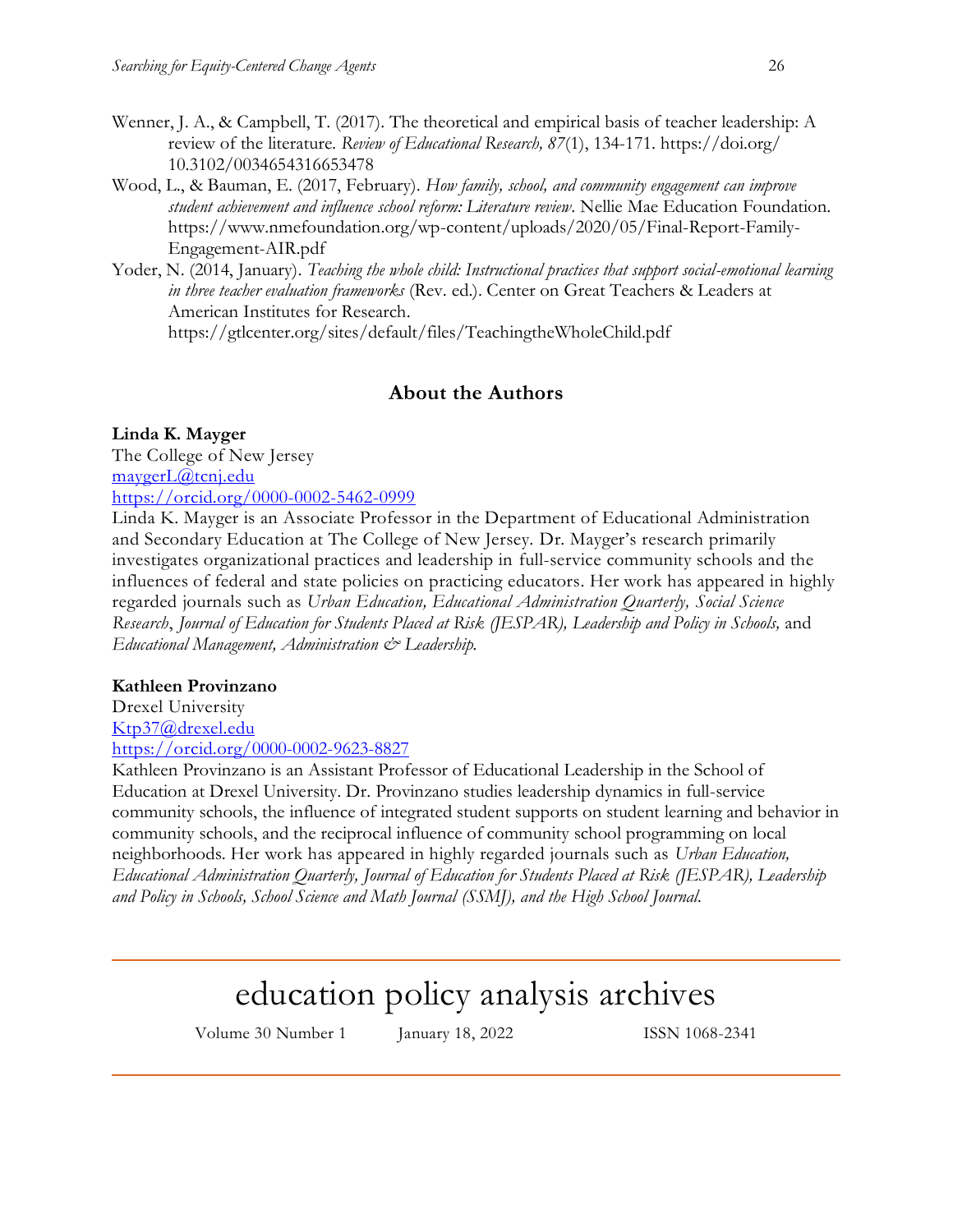Wenner, J. A., & Campbell, T. (2017). The theoretical and empirical basis of teacher leadership: A review of the literature. *Review of Educational Research, 87*(1), 134-171. https://doi.org/10.3102/0034654316653478

Wood, L., & Bauman, E. (2017, February). *How family, school, and community engagement can improve student achievement and influence school reform: Literature review*. Nellie Mae Education Foundation. https://www.nmefoundation.org/wp-content/uploads/2020/05/Final-Report-Family-Engagement-AIR.pdf

Yoder, N. (2014, January). *Teaching the whole child: Instructional practices that support social-emotional learning in three teacher evaluation frameworks* (Rev. ed.). Center on Great Teachers & Leaders at American Institutes for Research. https://gtlcenter.org/sites/default/files/TeachingtheWholeChild.pdf

## About the Authors

**Linda K. Mayger**
The College of New Jersey
maygerL@tcnj.edu
https://orcid.org/0000-0002-5462-0999

Linda K. Mayger is an Associate Professor in the Department of Educational Administration and Secondary Education at The College of New Jersey. Dr. Mayger's research primarily investigates organizational practices and leadership in full-service community schools and the influences of federal and state policies on practicing educators. Her work has appeared in highly regarded journals such as *Urban Education, Educational Administration Quarterly, Social Science Research*, *Journal of Education for Students Placed at Risk (JESPAR), Leadership and Policy in Schools,* and *Educational Management, Administration & Leadership.*

**Kathleen Provinzano**
Drexel University
Ktp37@drexel.edu
https://orcid.org/0000-0002-9623-8827

Kathleen Provinzano is an Assistant Professor of Educational Leadership in the School of Education at Drexel University. Dr. Provinzano studies leadership dynamics in full-service community schools, the influence of integrated student supports on student learning and behavior in community schools, and the reciprocal influence of community school programming on local neighborhoods. Her work has appeared in highly regarded journals such as *Urban Education, Educational Administration Quarterly, Journal of Education for Students Placed at Risk (JESPAR), Leadership and Policy in Schools, School Science and Math Journal (SSMJ), and the High School Journal.*

# education policy analysis archives

Volume 30 Number 1 January 18, 2022 ISSN 1068-2341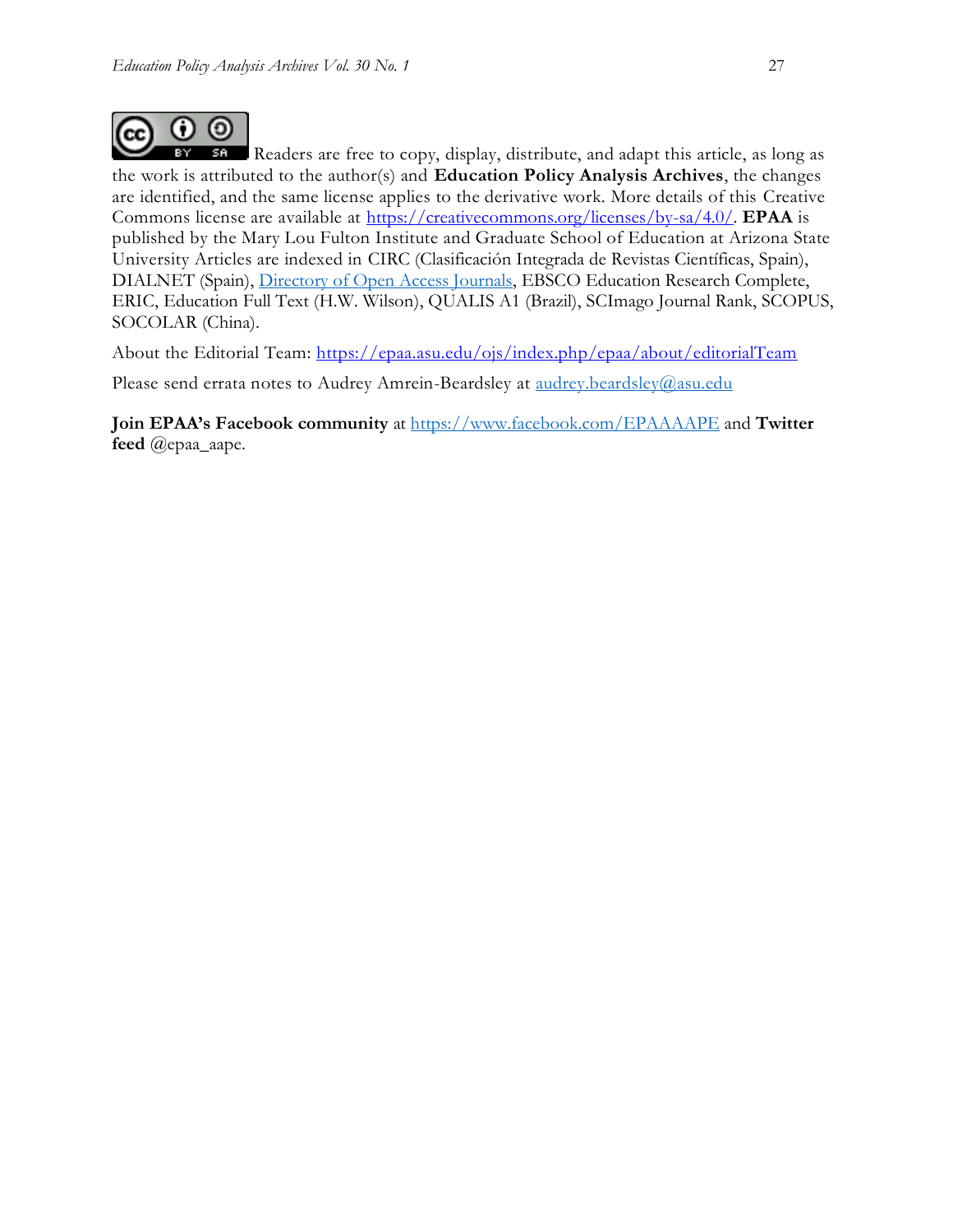Readers are free to copy, display, distribute, and adapt this article, as long as the work is attributed to the author(s) and **Education Policy Analysis Archives**, the changes are identified, and the same license applies to the derivative work. More details of this Creative Commons license are available at https://creativecommons.org/licenses/by-sa/4.0/. **EPAA** is published by the Mary Lou Fulton Institute and Graduate School of Education at Arizona State University Articles are indexed in CIRC (Clasificación Integrada de Revistas Científicas, Spain), DIALNET (Spain), Directory of Open Access Journals, EBSCO Education Research Complete, ERIC, Education Full Text (H.W. Wilson), QUALIS A1 (Brazil), SCImago Journal Rank, SCOPUS, SOCOLAR (China).

About the Editorial Team: https://epaa.asu.edu/ojs/index.php/epaa/about/editorialTeam

Please send errata notes to Audrey Amrein-Beardsley at audrey.beardsley@asu.edu

**Join EPAA's Facebook community** at https://www.facebook.com/EPAAAAPE and **Twitter feed** @epaa_aape.